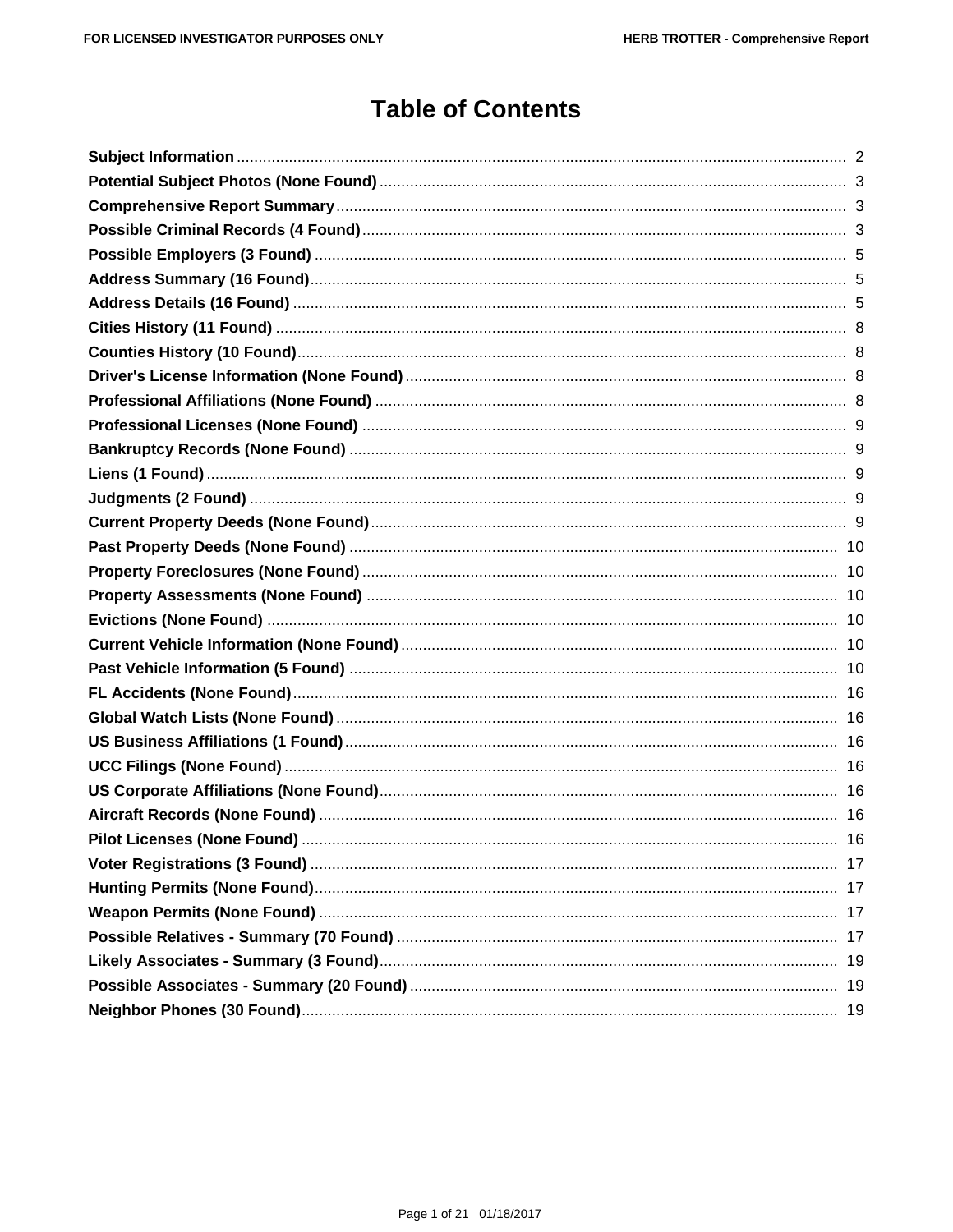# Table of Contents

| Section | Page |
| --- | --- |
| **Subject Information** | 2 |
| **Potential Subject Photos (None Found)** | 3 |
| **Comprehensive Report Summary** | 3 |
| **Possible Criminal Records (4 Found)** | 3 |
| **Possible Employers (3 Found)** | 5 |
| **Address Summary (16 Found)** | 5 |
| **Address Details (16 Found)** | 5 |
| **Cities History (11 Found)** | 8 |
| **Counties History (10 Found)** | 8 |
| **Driver's License Information (None Found)** | 8 |
| **Professional Affiliations (None Found)** | 8 |
| **Professional Licenses (None Found)** | 9 |
| **Bankruptcy Records (None Found)** | 9 |
| **Liens (1 Found)** | 9 |
| **Judgments (2 Found)** | 9 |
| **Current Property Deeds (None Found)** | 9 |
| **Past Property Deeds (None Found)** | 10 |
| **Property Foreclosures (None Found)** | 10 |
| **Property Assessments (None Found)** | 10 |
| **Evictions (None Found)** | 10 |
| **Current Vehicle Information (None Found)** | 10 |
| **Past Vehicle Information (5 Found)** | 10 |
| **FL Accidents (None Found)** | 16 |
| **Global Watch Lists (None Found)** | 16 |
| **US Business Affiliations (1 Found)** | 16 |
| **UCC Filings (None Found)** | 16 |
| **US Corporate Affiliations (None Found)** | 16 |
| **Aircraft Records (None Found)** | 16 |
| **Pilot Licenses (None Found)** | 16 |
| **Voter Registrations (3 Found)** | 17 |
| **Hunting Permits (None Found)** | 17 |
| **Weapon Permits (None Found)** | 17 |
| **Possible Relatives - Summary (70 Found)** | 17 |
| **Likely Associates - Summary (3 Found)** | 19 |
| **Possible Associates - Summary (20 Found)** | 19 |
| **Neighbor Phones (30 Found)** | 19 |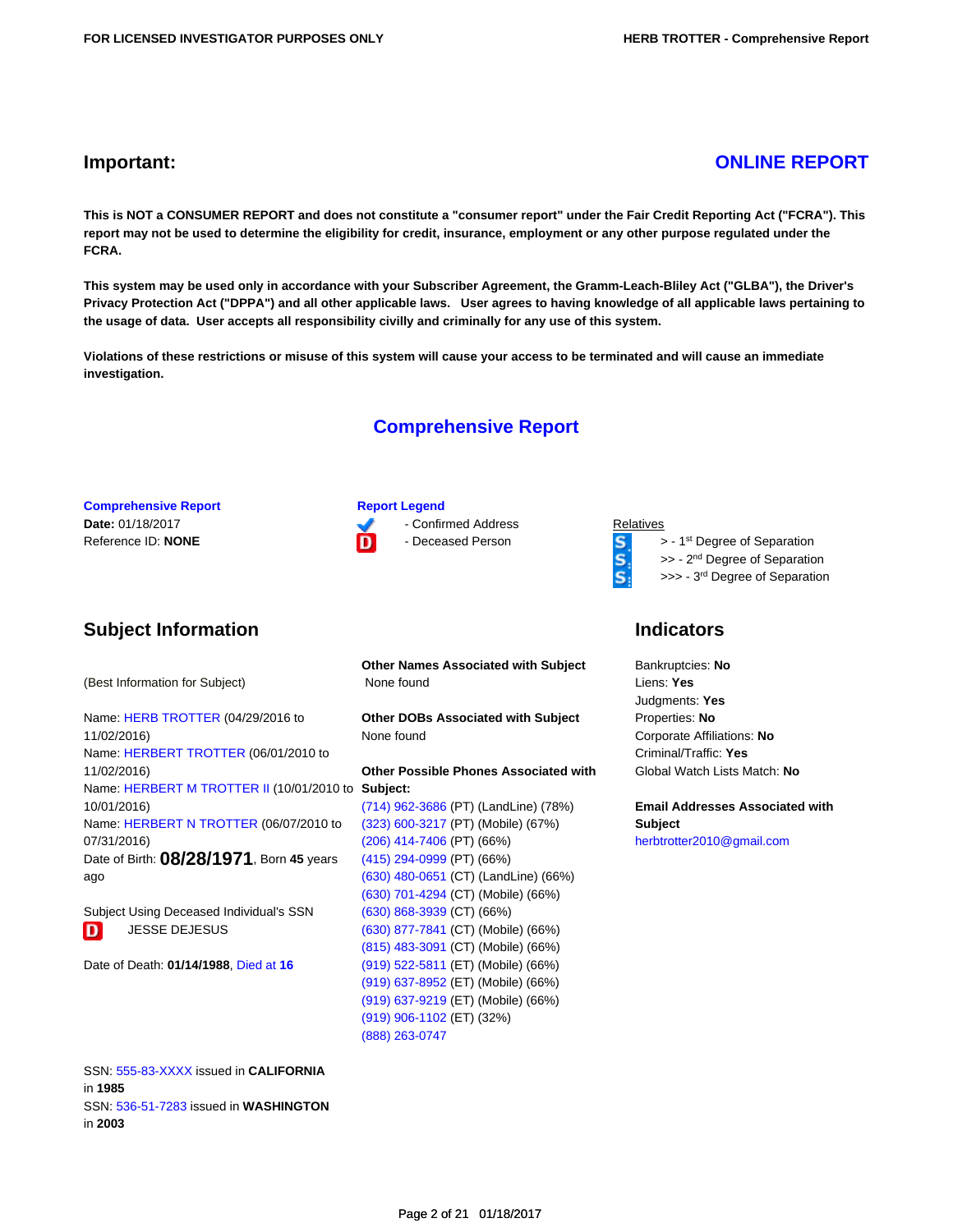## Important:

**ONLINE REPORT**

**This is NOT a CONSUMER REPORT and does not constitute a "consumer report" under the Fair Credit Reporting Act ("FCRA"). This report may not be used to determine the eligibility for credit, insurance, employment or any other purpose regulated under the FCRA.**

**This system may be used only in accordance with your Subscriber Agreement, the Gramm-Leach-Bliley Act ("GLBA"), the Driver's Privacy Protection Act ("DPPA") and all other applicable laws. User agrees to having knowledge of all applicable laws pertaining to the usage of data. User accepts all responsibility civilly and criminally for any use of this system.**

**Violations of these restrictions or misuse of this system will cause your access to be terminated and will cause an immediate investigation.**

# Comprehensive Report

**Comprehensive Report**
**Date:** 01/18/2017
Reference ID: **NONE**

**Report Legend**
✓ - Confirmed Address
D - Deceased Person

Relatives
> - 1st Degree of Separation
>> - 2nd Degree of Separation
>>> - 3rd Degree of Separation

## Subject Information

(Best Information for Subject)

Name: HERB TROTTER (04/29/2016 to 11/02/2016)
Name: HERBERT TROTTER (06/01/2010 to 11/02/2016)
Name: HERBERT M TROTTER II (10/01/2010 to 10/01/2016)
Name: HERBERT N TROTTER (06/07/2010 to 07/31/2016)
Date of Birth: **08/28/1971**, Born **45** years ago

Subject Using Deceased Individual's SSN
D JESSE DEJESUS

Date of Death: **01/14/1988**, Died at **16**

SSN: 555-83-XXXX issued in **CALIFORNIA** in **1985**
SSN: 536-51-7283 issued in **WASHINGTON** in **2003**

**Other Names Associated with Subject**
None found

**Other DOBs Associated with Subject**
None found

**Other Possible Phones Associated with Subject:**
(714) 962-3686 (PT) (LandLine) (78%)
(323) 600-3217 (PT) (Mobile) (67%)
(206) 414-7406 (PT) (66%)
(415) 294-0999 (PT) (66%)
(630) 480-0651 (CT) (LandLine) (66%)
(630) 701-4294 (CT) (Mobile) (66%)
(630) 868-3939 (CT) (66%)
(630) 877-7841 (CT) (Mobile) (66%)
(815) 483-3091 (CT) (Mobile) (66%)
(919) 522-5811 (ET) (Mobile) (66%)
(919) 637-8952 (ET) (Mobile) (66%)
(919) 637-9219 (ET) (Mobile) (66%)
(919) 906-1102 (ET) (32%)
(888) 263-0747

## Indicators

Bankruptcies: **No**
Liens: **Yes**
Judgments: **Yes**
Properties: **No**
Corporate Affiliations: **No**
Criminal/Traffic: **Yes**
Global Watch Lists Match: **No**

**Email Addresses Associated with Subject**
herbtrotter2010@gmail.com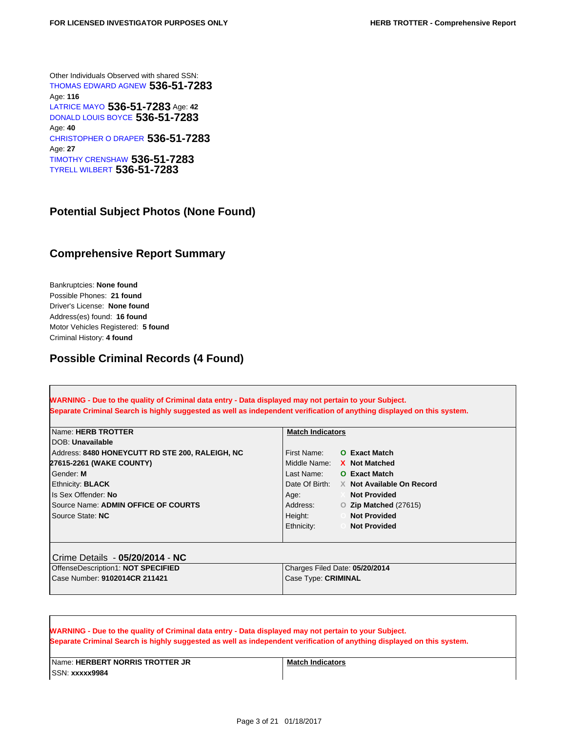Other Individuals Observed with shared SSN:

THOMAS EDWARD AGNEW **536-51-7283**
Age: **116**

LATRICE MAYO **536-51-7283** Age: **42**

DONALD LOUIS BOYCE **536-51-7283**
Age: **40**

CHRISTOPHER O DRAPER **536-51-7283**
Age: **27**

TIMOTHY CRENSHAW **536-51-7283**

TYRELL WILBERT **536-51-7283**

## Potential Subject Photos (None Found)

## Comprehensive Report Summary

Bankruptcies: **None found**
Possible Phones: **21 found**
Driver's License: **None found**
Address(es) found: **16 found**
Motor Vehicles Registered: **5 found**
Criminal History: **4 found**

## Possible Criminal Records (4 Found)

**WARNING - Due to the quality of Criminal data entry - Data displayed may not pertain to your Subject.**
**Separate Criminal Search is highly suggested as well as independent verification of anything displayed on this system.**

| | **Match Indicators** | |
|---|---|---|
| Name: **HERB TROTTER** | | |
| DOB: **Unavailable** | | |
| Address: **8480 HONEYCUTT RD STE 200, RALEIGH, NC 27615-2261 (WAKE COUNTY)** | First Name: | O **Exact Match** |
| Gender: **M** | Middle Name: | X **Not Matched** |
| Ethnicity: **BLACK** | Last Name: | O **Exact Match** |
| Is Sex Offender: **No** | Date Of Birth: | X **Not Available On Record** |
| Source Name: **ADMIN OFFICE OF COURTS** | Age: | **Not Provided** |
| Source State: **NC** | Address: | O **Zip Matched** (27615) |
| | Height: | **Not Provided** |
| | Ethnicity: | **Not Provided** |

Crime Details - **05/20/2014** - **NC**

| | |
|---|---|
| OffenseDescription1: **NOT SPECIFIED** | Charges Filed Date: **05/20/2014** |
| Case Number: **9102014CR 211421** | Case Type: **CRIMINAL** |

**WARNING - Due to the quality of Criminal data entry - Data displayed may not pertain to your Subject.**
**Separate Criminal Search is highly suggested as well as independent verification of anything displayed on this system.**

| | **Match Indicators** |
|---|---|
| Name: **HERBERT NORRIS TROTTER JR** | |
| SSN: **xxxxx9984** | |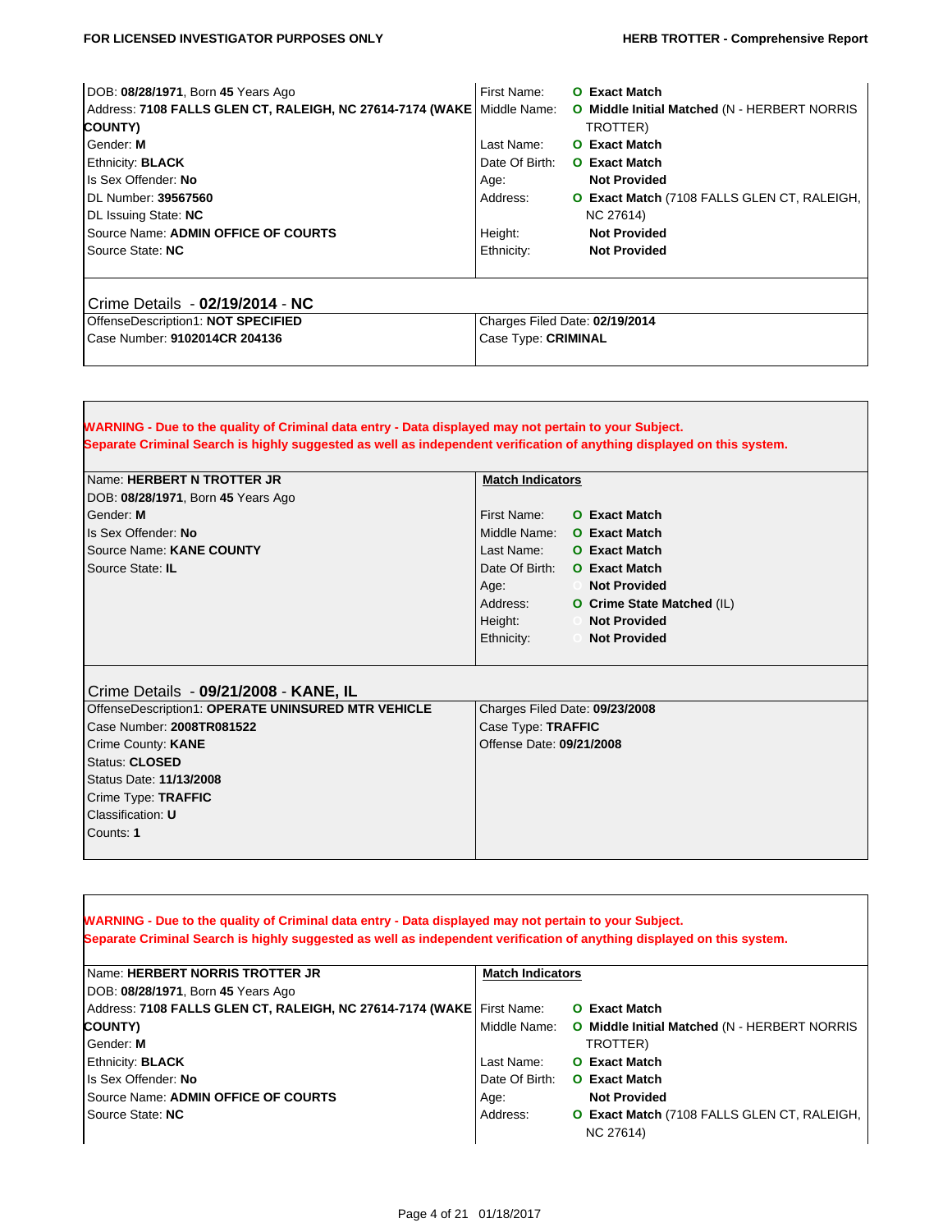| | | |
|---|---|---|
| DOB: **08/28/1971**, Born **45** Years Ago | First Name: | O **Exact Match** |
| Address: **7108 FALLS GLEN CT, RALEIGH, NC 27614-7174 (WAKE COUNTY)** | Middle Name: | O **Middle Initial Matched** (N - HERBERT NORRIS TROTTER) |
| Gender: **M** | Last Name: | O **Exact Match** |
| Ethnicity: **BLACK** | Date Of Birth: | O **Exact Match** |
| Is Sex Offender: **No** | Age: | **Not Provided** |
| DL Number: **39567560** | Address: | O **Exact Match** (7108 FALLS GLEN CT, RALEIGH, NC 27614) |
| DL Issuing State: **NC** | Height: | **Not Provided** |
| Source Name: **ADMIN OFFICE OF COURTS** | Ethnicity: | **Not Provided** |
| Source State: **NC** | | |

### Crime Details - **02/19/2014** - **NC**

| | |
|---|---|
| OffenseDescription1: **NOT SPECIFIED** | Charges Filed Date: **02/19/2014** |
| Case Number: **9102014CR 204136** | Case Type: **CRIMINAL** |

**WARNING - Due to the quality of Criminal data entry - Data displayed may not pertain to your Subject.**
**Separate Criminal Search is highly suggested as well as independent verification of anything displayed on this system.**

| | **Match Indicators** | |
|---|---|---|
| Name: **HERBERT N TROTTER JR** | | |
| DOB: **08/28/1971**, Born **45** Years Ago | | |
| Gender: **M** | First Name: | O **Exact Match** |
| Is Sex Offender: **No** | Middle Name: | O **Exact Match** |
| Source Name: **KANE COUNTY** | Last Name: | O **Exact Match** |
| Source State: **IL** | Date Of Birth: | O **Exact Match** |
| | Age: | **Not Provided** |
| | Address: | O **Crime State Matched** (IL) |
| | Height: | **Not Provided** |
| | Ethnicity: | **Not Provided** |

### Crime Details - **09/21/2008** - **KANE, IL**

| | |
|---|---|
| OffenseDescription1: **OPERATE UNINSURED MTR VEHICLE** | Charges Filed Date: **09/23/2008** |
| Case Number: **2008TR081522** | Case Type: **TRAFFIC** |
| Crime County: **KANE** | Offense Date: **09/21/2008** |
| Status: **CLOSED** | |
| Status Date: **11/13/2008** | |
| Crime Type: **TRAFFIC** | |
| Classification: **U** | |
| Counts: **1** | |

**WARNING - Due to the quality of Criminal data entry - Data displayed may not pertain to your Subject.**
**Separate Criminal Search is highly suggested as well as independent verification of anything displayed on this system.**

| | **Match Indicators** | |
|---|---|---|
| Name: **HERBERT NORRIS TROTTER JR** | | |
| DOB: **08/28/1971**, Born **45** Years Ago | | |
| Address: **7108 FALLS GLEN CT, RALEIGH, NC 27614-7174 (WAKE COUNTY)** | First Name: | O **Exact Match** |
| Gender: **M** | Middle Name: | O **Middle Initial Matched** (N - HERBERT NORRIS TROTTER) |
| Ethnicity: **BLACK** | Last Name: | O **Exact Match** |
| Is Sex Offender: **No** | Date Of Birth: | O **Exact Match** |
| Source Name: **ADMIN OFFICE OF COURTS** | Age: | **Not Provided** |
| Source State: **NC** | Address: | O **Exact Match** (7108 FALLS GLEN CT, RALEIGH, NC 27614) |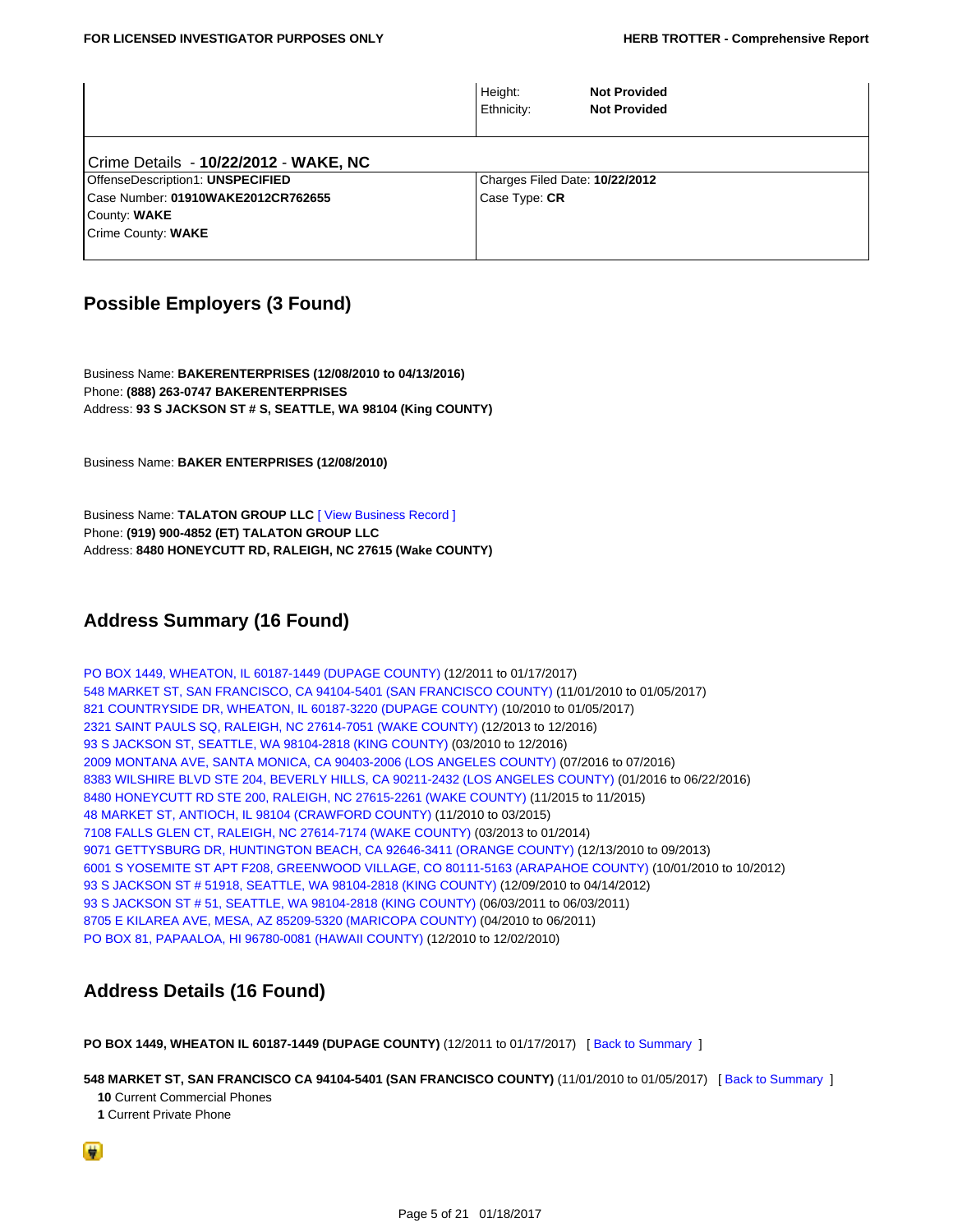| | |
|---|---|
| | Height: **Not Provided** |
| | Ethnicity: **Not Provided** |

| Crime Details - **10/22/2012** - **WAKE, NC** | |
|---|---|
| OffenseDescription1: **UNSPECIFIED** | Charges Filed Date: **10/22/2012** |
| Case Number: **01910WAKE2012CR762655** | Case Type: **CR** |
| County: **WAKE** | |
| Crime County: **WAKE** | |

## Possible Employers (3 Found)

Business Name: **BAKERENTERPRISES (12/08/2010 to 04/13/2016)**
Phone: **(888) 263-0747 BAKERENTERPRISES**
Address: **93 S JACKSON ST # S, SEATTLE, WA 98104 (King COUNTY)**

Business Name: **BAKER ENTERPRISES (12/08/2010)**

Business Name: **TALATON GROUP LLC** [ View Business Record ]
Phone: **(919) 900-4852 (ET) TALATON GROUP LLC**
Address: **8480 HONEYCUTT RD, RALEIGH, NC 27615 (Wake COUNTY)**

## Address Summary (16 Found)

PO BOX 1449, WHEATON, IL 60187-1449 (DUPAGE COUNTY) (12/2011 to 01/17/2017)
548 MARKET ST, SAN FRANCISCO, CA 94104-5401 (SAN FRANCISCO COUNTY) (11/01/2010 to 01/05/2017)
821 COUNTRYSIDE DR, WHEATON, IL 60187-3220 (DUPAGE COUNTY) (10/2010 to 01/05/2017)
2321 SAINT PAULS SQ, RALEIGH, NC 27614-7051 (WAKE COUNTY) (12/2013 to 12/2016)
93 S JACKSON ST, SEATTLE, WA 98104-2818 (KING COUNTY) (03/2010 to 12/2016)
2009 MONTANA AVE, SANTA MONICA, CA 90403-2006 (LOS ANGELES COUNTY) (07/2016 to 07/2016)
8383 WILSHIRE BLVD STE 204, BEVERLY HILLS, CA 90211-2432 (LOS ANGELES COUNTY) (01/2016 to 06/22/2016)
8480 HONEYCUTT RD STE 200, RALEIGH, NC 27615-2261 (WAKE COUNTY) (11/2015 to 11/2015)
48 MARKET ST, ANTIOCH, IL 98104 (CRAWFORD COUNTY) (11/2010 to 03/2015)
7108 FALLS GLEN CT, RALEIGH, NC 27614-7174 (WAKE COUNTY) (03/2013 to 01/2014)
9071 GETTYSBURG DR, HUNTINGTON BEACH, CA 92646-3411 (ORANGE COUNTY) (12/13/2010 to 09/2013)
6001 S YOSEMITE ST APT F208, GREENWOOD VILLAGE, CO 80111-5163 (ARAPAHOE COUNTY) (10/01/2010 to 10/2012)
93 S JACKSON ST # 51918, SEATTLE, WA 98104-2818 (KING COUNTY) (12/09/2010 to 04/14/2012)
93 S JACKSON ST # 51, SEATTLE, WA 98104-2818 (KING COUNTY) (06/03/2011 to 06/03/2011)
8705 E KILAREA AVE, MESA, AZ 85209-5320 (MARICOPA COUNTY) (04/2010 to 06/2011)
PO BOX 81, PAPAALOA, HI 96780-0081 (HAWAII COUNTY) (12/2010 to 12/02/2010)

## Address Details (16 Found)

**PO BOX 1449, WHEATON IL 60187-1449 (DUPAGE COUNTY)** (12/2011 to 01/17/2017) [ Back to Summary ]

**548 MARKET ST, SAN FRANCISCO CA 94104-5401 (SAN FRANCISCO COUNTY)** (11/01/2010 to 01/05/2017) [ Back to Summary ]
**10** Current Commercial Phones
**1** Current Private Phone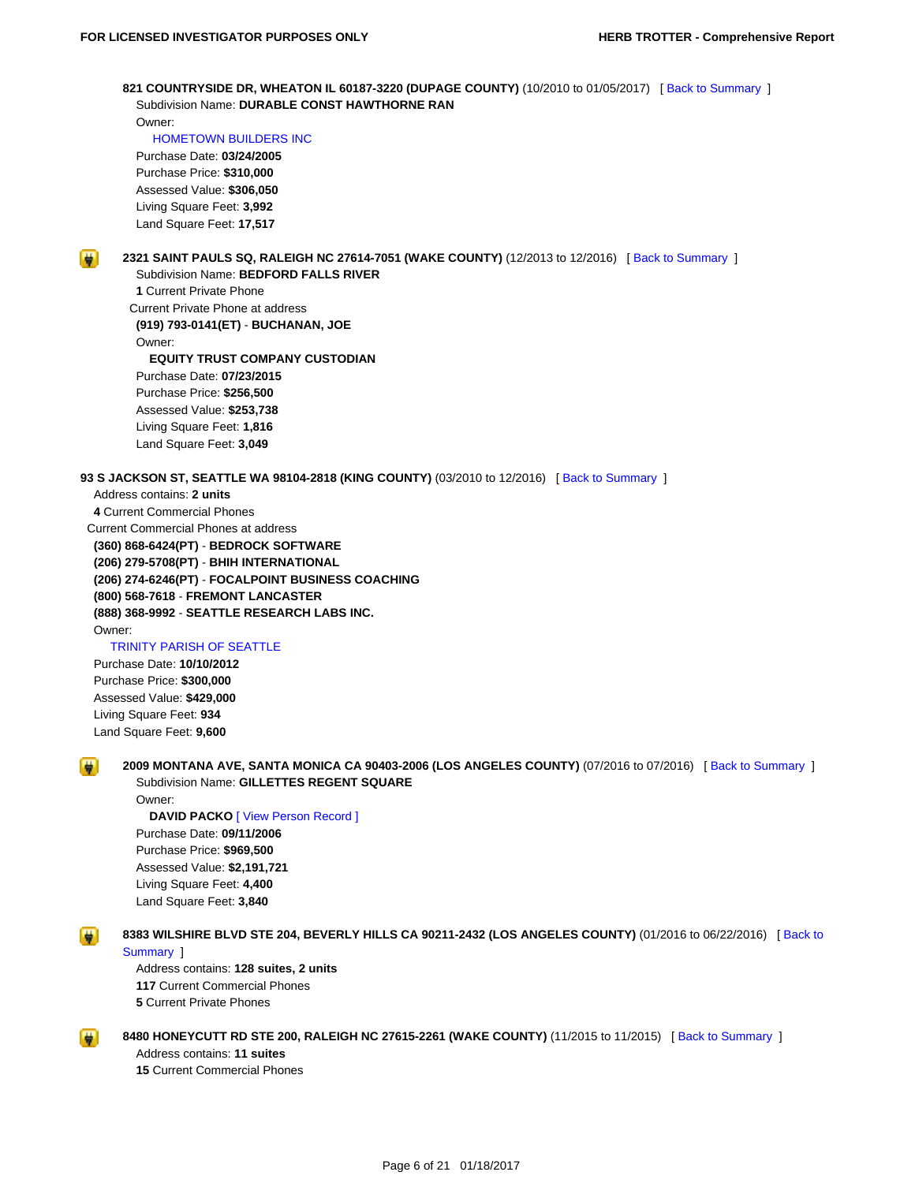**821 COUNTRYSIDE DR, WHEATON IL 60187-3220 (DUPAGE COUNTY)** (10/2010 to 01/05/2017) [ Back to Summary ]

Subdivision Name: **DURABLE CONST HAWTHORNE RAN**

Owner:

HOMETOWN BUILDERS INC

Purchase Date: **03/24/2005**

Purchase Price: **$310,000**

Assessed Value: **$306,050**

Living Square Feet: **3,992**

Land Square Feet: **17,517**

**2321 SAINT PAULS SQ, RALEIGH NC 27614-7051 (WAKE COUNTY)** (12/2013 to 12/2016) [ Back to Summary ]

Subdivision Name: **BEDFORD FALLS RIVER**

**1** Current Private Phone

Current Private Phone at address

**(919) 793-0141(ET)** - **BUCHANAN, JOE**

Owner:

**EQUITY TRUST COMPANY CUSTODIAN**

Purchase Date: **07/23/2015**

Purchase Price: **$256,500**

Assessed Value: **$253,738**

Living Square Feet: **1,816**

Land Square Feet: **3,049**

**93 S JACKSON ST, SEATTLE WA 98104-2818 (KING COUNTY)** (03/2010 to 12/2016) [ Back to Summary ]

Address contains: **2 units**

**4** Current Commercial Phones

Current Commercial Phones at address

**(360) 868-6424(PT)** - **BEDROCK SOFTWARE**

**(206) 279-5708(PT)** - **BHIH INTERNATIONAL**

**(206) 274-6246(PT)** - **FOCALPOINT BUSINESS COACHING**

**(800) 568-7618** - **FREMONT LANCASTER**

**(888) 368-9992** - **SEATTLE RESEARCH LABS INC.**

Owner:

TRINITY PARISH OF SEATTLE

Purchase Date: **10/10/2012**

Purchase Price: **$300,000**

Assessed Value: **$429,000**

Living Square Feet: **934**

Land Square Feet: **9,600**

**2009 MONTANA AVE, SANTA MONICA CA 90403-2006 (LOS ANGELES COUNTY)** (07/2016 to 07/2016) [ Back to Summary ]

Subdivision Name: **GILLETTES REGENT SQUARE**

Owner:

**DAVID PACKO** [ View Person Record ]

Purchase Date: **09/11/2006**

Purchase Price: **$969,500**

Assessed Value: **$2,191,721**

Living Square Feet: **4,400**

Land Square Feet: **3,840**

**8383 WILSHIRE BLVD STE 204, BEVERLY HILLS CA 90211-2432 (LOS ANGELES COUNTY)** (01/2016 to 06/22/2016) [ Back to Summary ]

Address contains: **128 suites, 2 units**

**117** Current Commercial Phones

**5** Current Private Phones

**8480 HONEYCUTT RD STE 200, RALEIGH NC 27615-2261 (WAKE COUNTY)** (11/2015 to 11/2015) [ Back to Summary ]

Address contains: **11 suites**

**15** Current Commercial Phones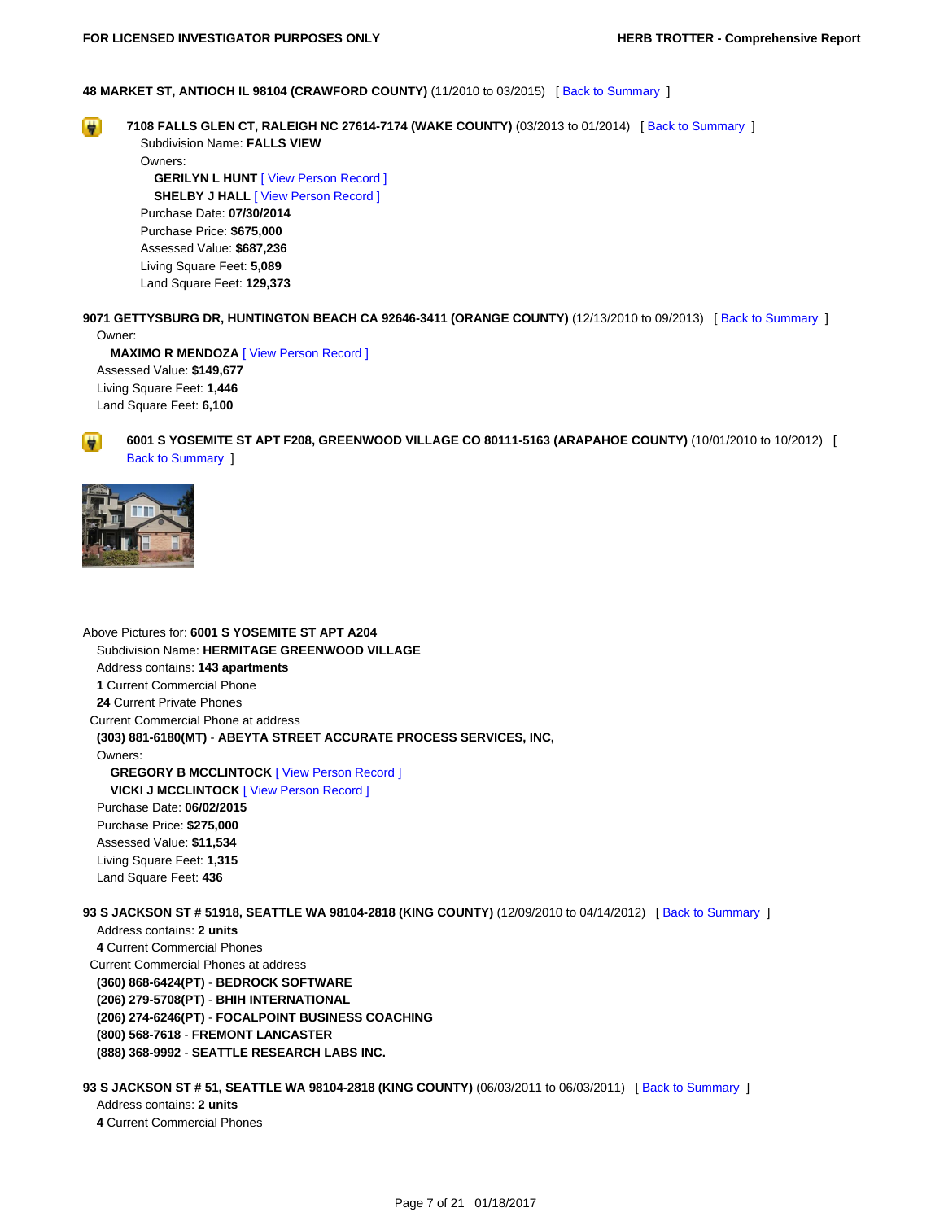**48 MARKET ST, ANTIOCH IL 98104 (CRAWFORD COUNTY)** (11/2010 to 03/2015) [ Back to Summary ]

**7108 FALLS GLEN CT, RALEIGH NC 27614-7174 (WAKE COUNTY)** (03/2013 to 01/2014) [ Back to Summary ]

Subdivision Name: **FALLS VIEW**

Owners:

**GERILYN L HUNT** [ View Person Record ]

**SHELBY J HALL** [ View Person Record ]

Purchase Date: **07/30/2014**

Purchase Price: **$675,000**

Assessed Value: **$687,236**

Living Square Feet: **5,089**

Land Square Feet: **129,373**

**9071 GETTYSBURG DR, HUNTINGTON BEACH CA 92646-3411 (ORANGE COUNTY)** (12/13/2010 to 09/2013) [ Back to Summary ]

Owner:

**MAXIMO R MENDOZA** [ View Person Record ]

Assessed Value: **$149,677**

Living Square Feet: **1,446**

Land Square Feet: **6,100**

**6001 S YOSEMITE ST APT F208, GREENWOOD VILLAGE CO 80111-5163 (ARAPAHOE COUNTY)** (10/01/2010 to 10/2012) [ Back to Summary ]

Above Pictures for: **6001 S YOSEMITE ST APT A204**

Subdivision Name: **HERMITAGE GREENWOOD VILLAGE**

Address contains: **143 apartments**

**1** Current Commercial Phone

**24** Current Private Phones

Current Commercial Phone at address

**(303) 881-6180(MT)** - **ABEYTA STREET ACCURATE PROCESS SERVICES, INC,**

Owners:

**GREGORY B MCCLINTOCK** [ View Person Record ]

**VICKI J MCCLINTOCK** [ View Person Record ]

Purchase Date: **06/02/2015**

Purchase Price: **$275,000**

Assessed Value: **$11,534**

Living Square Feet: **1,315**

Land Square Feet: **436**

**93 S JACKSON ST # 51918, SEATTLE WA 98104-2818 (KING COUNTY)** (12/09/2010 to 04/14/2012) [ Back to Summary ]

Address contains: **2 units**

**4** Current Commercial Phones

Current Commercial Phones at address

**(360) 868-6424(PT)** - **BEDROCK SOFTWARE**

**(206) 279-5708(PT)** - **BHIH INTERNATIONAL**

**(206) 274-6246(PT)** - **FOCALPOINT BUSINESS COACHING**

**(800) 568-7618** - **FREMONT LANCASTER**

**(888) 368-9992** - **SEATTLE RESEARCH LABS INC.**

**93 S JACKSON ST # 51, SEATTLE WA 98104-2818 (KING COUNTY)** (06/03/2011 to 06/03/2011) [ Back to Summary ]

Address contains: **2 units**

**4** Current Commercial Phones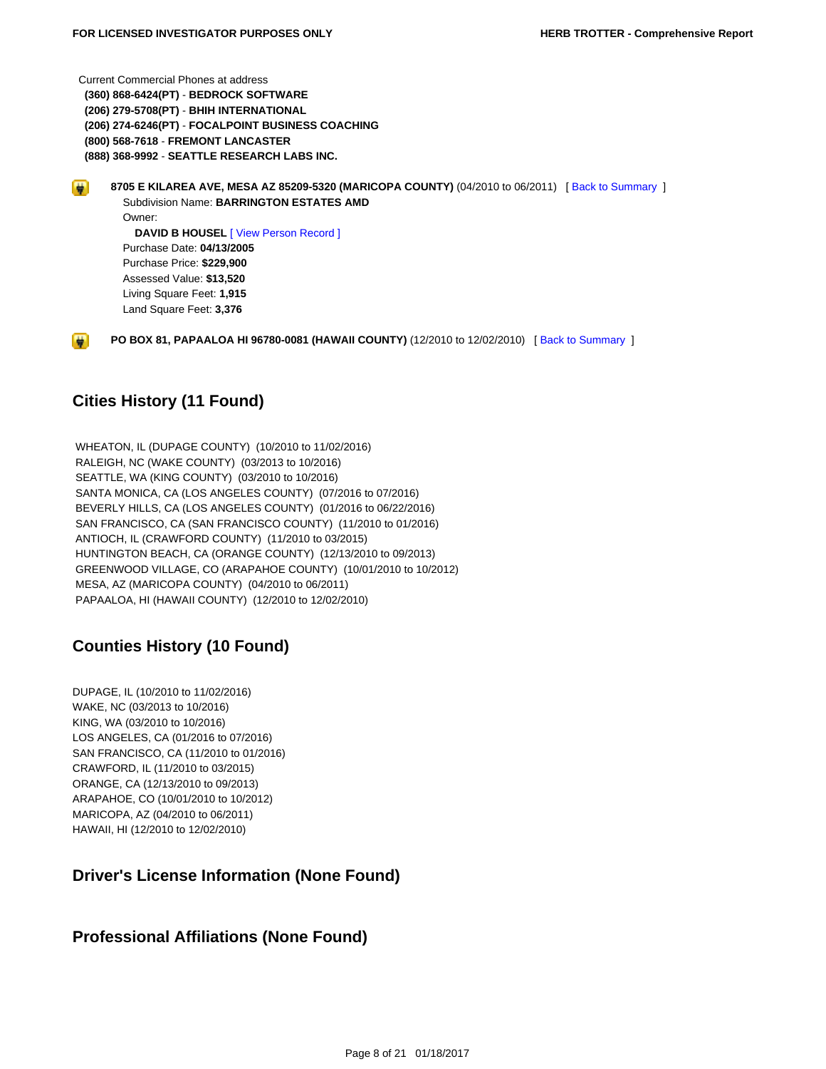Current Commercial Phones at address

**(360) 868-6424(PT)** - **BEDROCK SOFTWARE**
**(206) 279-5708(PT)** - **BHIH INTERNATIONAL**
**(206) 274-6246(PT)** - **FOCALPOINT BUSINESS COACHING**
**(800) 568-7618** - **FREMONT LANCASTER**
**(888) 368-9992** - **SEATTLE RESEARCH LABS INC.**

**8705 E KILAREA AVE, MESA AZ 85209-5320 (MARICOPA COUNTY)** (04/2010 to 06/2011) [ Back to Summary ]

Subdivision Name: **BARRINGTON ESTATES AMD**
Owner:
**DAVID B HOUSEL** [ View Person Record ]
Purchase Date: **04/13/2005**
Purchase Price: **$229,900**
Assessed Value: **$13,520**
Living Square Feet: **1,915**
Land Square Feet: **3,376**

**PO BOX 81, PAPAALOA HI 96780-0081 (HAWAII COUNTY)** (12/2010 to 12/02/2010) [ Back to Summary ]

## Cities History (11 Found)

WHEATON, IL (DUPAGE COUNTY) (10/2010 to 11/02/2016)
RALEIGH, NC (WAKE COUNTY) (03/2013 to 10/2016)
SEATTLE, WA (KING COUNTY) (03/2010 to 10/2016)
SANTA MONICA, CA (LOS ANGELES COUNTY) (07/2016 to 07/2016)
BEVERLY HILLS, CA (LOS ANGELES COUNTY) (01/2016 to 06/22/2016)
SAN FRANCISCO, CA (SAN FRANCISCO COUNTY) (11/2010 to 01/2016)
ANTIOCH, IL (CRAWFORD COUNTY) (11/2010 to 03/2015)
HUNTINGTON BEACH, CA (ORANGE COUNTY) (12/13/2010 to 09/2013)
GREENWOOD VILLAGE, CO (ARAPAHOE COUNTY) (10/01/2010 to 10/2012)
MESA, AZ (MARICOPA COUNTY) (04/2010 to 06/2011)
PAPAALOA, HI (HAWAII COUNTY) (12/2010 to 12/02/2010)

## Counties History (10 Found)

DUPAGE, IL (10/2010 to 11/02/2016)
WAKE, NC (03/2013 to 10/2016)
KING, WA (03/2010 to 10/2016)
LOS ANGELES, CA (01/2016 to 07/2016)
SAN FRANCISCO, CA (11/2010 to 01/2016)
CRAWFORD, IL (11/2010 to 03/2015)
ORANGE, CA (12/13/2010 to 09/2013)
ARAPAHOE, CO (10/01/2010 to 10/2012)
MARICOPA, AZ (04/2010 to 06/2011)
HAWAII, HI (12/2010 to 12/02/2010)

## Driver's License Information (None Found)

## Professional Affiliations (None Found)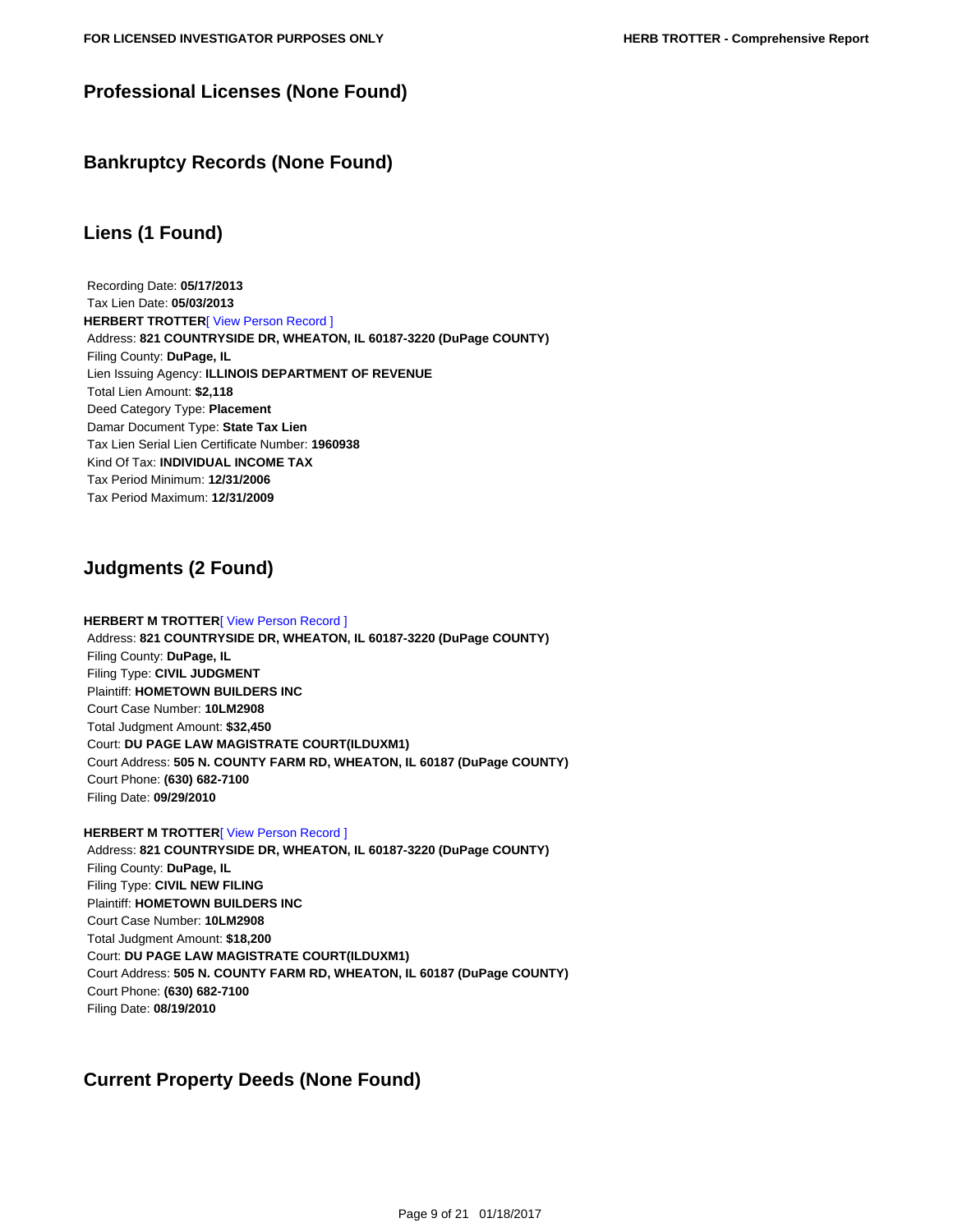## Professional Licenses (None Found)

## Bankruptcy Records (None Found)

## Liens (1 Found)

Recording Date: **05/17/2013**
Tax Lien Date: **05/03/2013**
**HERBERT TROTTER**[ View Person Record ]
Address: **821 COUNTRYSIDE DR, WHEATON, IL 60187-3220 (DuPage COUNTY)**
Filing County: **DuPage, IL**
Lien Issuing Agency: **ILLINOIS DEPARTMENT OF REVENUE**
Total Lien Amount: **$2,118**
Deed Category Type: **Placement**
Damar Document Type: **State Tax Lien**
Tax Lien Serial Lien Certificate Number: **1960938**
Kind Of Tax: **INDIVIDUAL INCOME TAX**
Tax Period Minimum: **12/31/2006**
Tax Period Maximum: **12/31/2009**

## Judgments (2 Found)

**HERBERT M TROTTER**[ View Person Record ]
Address: **821 COUNTRYSIDE DR, WHEATON, IL 60187-3220 (DuPage COUNTY)**
Filing County: **DuPage, IL**
Filing Type: **CIVIL JUDGMENT**
Plaintiff: **HOMETOWN BUILDERS INC**
Court Case Number: **10LM2908**
Total Judgment Amount: **$32,450**
Court: **DU PAGE LAW MAGISTRATE COURT(ILDUXM1)**
Court Address: **505 N. COUNTY FARM RD, WHEATON, IL 60187 (DuPage COUNTY)**
Court Phone: **(630) 682-7100**
Filing Date: **09/29/2010**

**HERBERT M TROTTER**[ View Person Record ]
Address: **821 COUNTRYSIDE DR, WHEATON, IL 60187-3220 (DuPage COUNTY)**
Filing County: **DuPage, IL**
Filing Type: **CIVIL NEW FILING**
Plaintiff: **HOMETOWN BUILDERS INC**
Court Case Number: **10LM2908**
Total Judgment Amount: **$18,200**
Court: **DU PAGE LAW MAGISTRATE COURT(ILDUXM1)**
Court Address: **505 N. COUNTY FARM RD, WHEATON, IL 60187 (DuPage COUNTY)**
Court Phone: **(630) 682-7100**
Filing Date: **08/19/2010**

## Current Property Deeds (None Found)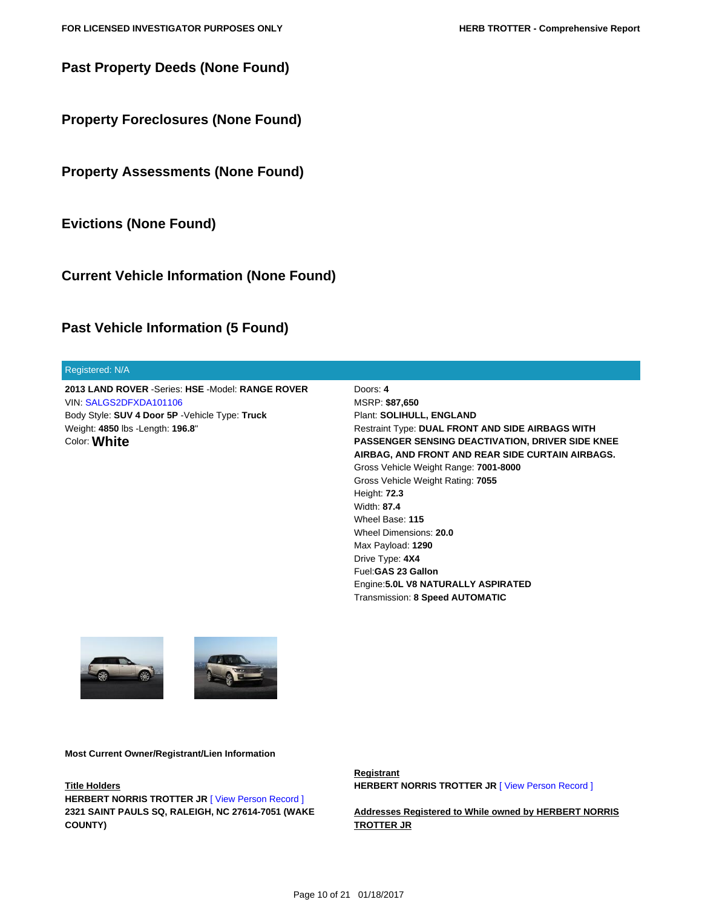## Past Property Deeds (None Found)

## Property Foreclosures (None Found)

## Property Assessments (None Found)

## Evictions (None Found)

## Current Vehicle Information (None Found)

## Past Vehicle Information (5 Found)

Registered: N/A

**2013 LAND ROVER** -Series: **HSE** -Model: **RANGE ROVER**
VIN: SALGS2DFXDA101106
Body Style: **SUV 4 Door 5P** -Vehicle Type: **Truck**
Weight: **4850** lbs -Length: **196.8**"
Color: **White**

Doors: **4**
MSRP: **$87,650**
Plant: **SOLIHULL, ENGLAND**
Restraint Type: **DUAL FRONT AND SIDE AIRBAGS WITH PASSENGER SENSING DEACTIVATION, DRIVER SIDE KNEE AIRBAG, AND FRONT AND REAR SIDE CURTAIN AIRBAGS.**
Gross Vehicle Weight Range: **7001-8000**
Gross Vehicle Weight Rating: **7055**
Height: **72.3**
Width: **87.4**
Wheel Base: **115**
Wheel Dimensions: **20.0**
Max Payload: **1290**
Drive Type: **4X4**
Fuel:**GAS 23 Gallon**
Engine:**5.0L V8 NATURALLY ASPIRATED**
Transmission: **8 Speed AUTOMATIC**

**Most Current Owner/Registrant/Lien Information**

**Title Holders**
**HERBERT NORRIS TROTTER JR** [ View Person Record ]
**2321 SAINT PAULS SQ, RALEIGH, NC 27614-7051 (WAKE COUNTY)**

**Registrant**
**HERBERT NORRIS TROTTER JR** [ View Person Record ]

**Addresses Registered to While owned by HERBERT NORRIS TROTTER JR**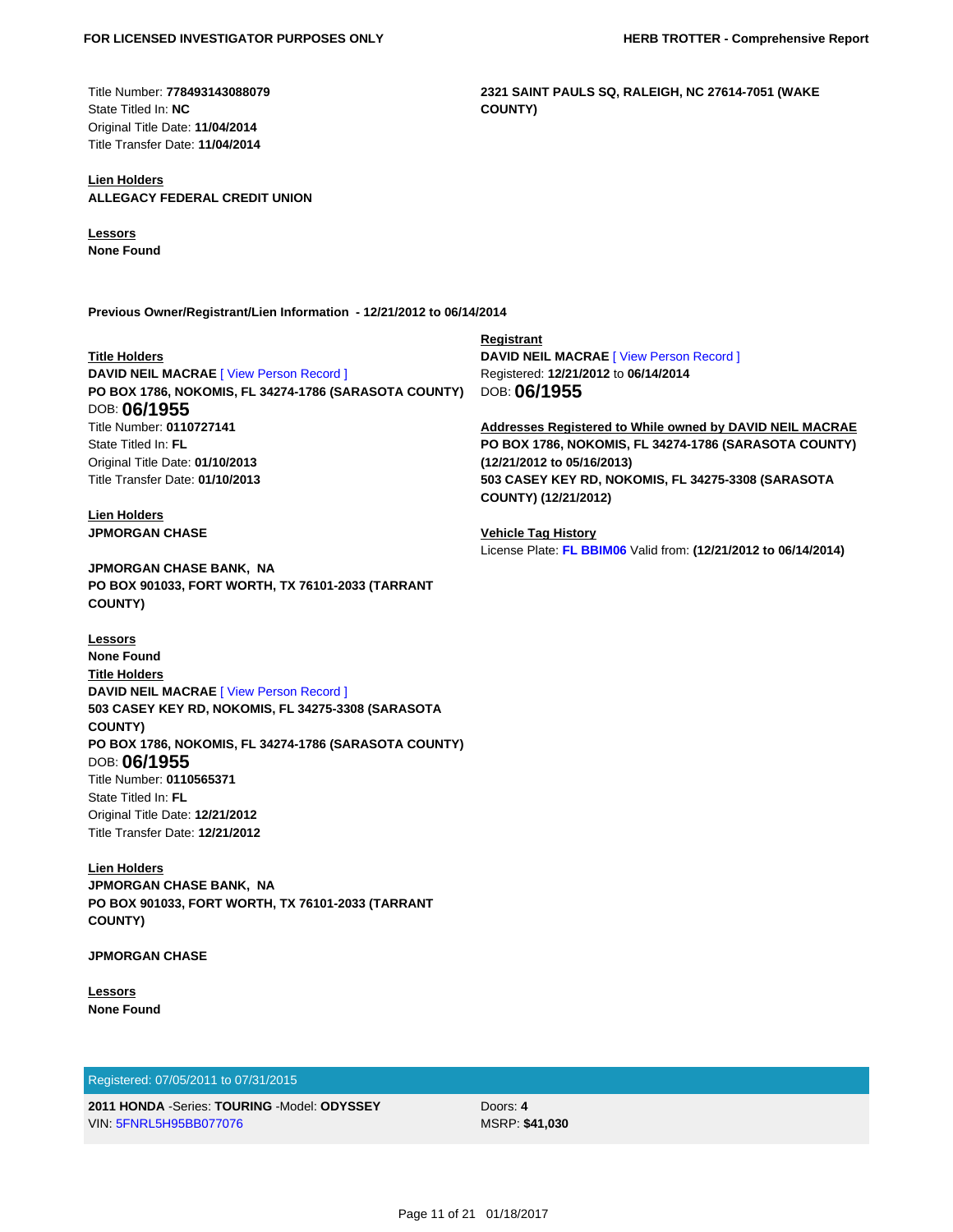Title Number: **778493143088079**
State Titled In: **NC**
Original Title Date: **11/04/2014**
Title Transfer Date: **11/04/2014**

**2321 SAINT PAULS SQ, RALEIGH, NC 27614-7051 (WAKE COUNTY)**

**Lien Holders**
**ALLEGACY FEDERAL CREDIT UNION**

**Lessors**
**None Found**

**Previous Owner/Registrant/Lien Information - 12/21/2012 to 06/14/2014**

**Title Holders**
**DAVID NEIL MACRAE** [ View Person Record ]
**PO BOX 1786, NOKOMIS, FL 34274-1786 (SARASOTA COUNTY)**
DOB: **06/1955**
Title Number: **0110727141**
State Titled In: **FL**
Original Title Date: **01/10/2013**
Title Transfer Date: **01/10/2013**

**Lien Holders**
**JPMORGAN CHASE**

**JPMORGAN CHASE BANK, NA**
**PO BOX 901033, FORT WORTH, TX 76101-2033 (TARRANT COUNTY)**

**Lessors**
**None Found**

**Title Holders**
**DAVID NEIL MACRAE** [ View Person Record ]
**503 CASEY KEY RD, NOKOMIS, FL 34275-3308 (SARASOTA COUNTY)**
**PO BOX 1786, NOKOMIS, FL 34274-1786 (SARASOTA COUNTY)**
DOB: **06/1955**
Title Number: **0110565371**
State Titled In: **FL**
Original Title Date: **12/21/2012**
Title Transfer Date: **12/21/2012**

**Lien Holders**
**JPMORGAN CHASE BANK, NA**
**PO BOX 901033, FORT WORTH, TX 76101-2033 (TARRANT COUNTY)**

**JPMORGAN CHASE**

**Lessors**
**None Found**

**Registrant**
**DAVID NEIL MACRAE** [ View Person Record ]
Registered: **12/21/2012** to **06/14/2014**
DOB: **06/1955**

**Addresses Registered to While owned by DAVID NEIL MACRAE**
**PO BOX 1786, NOKOMIS, FL 34274-1786 (SARASOTA COUNTY) (12/21/2012 to 05/16/2013)**
**503 CASEY KEY RD, NOKOMIS, FL 34275-3308 (SARASOTA COUNTY) (12/21/2012)**

**Vehicle Tag History**
License Plate: **FL BBIM06** Valid from: **(12/21/2012 to 06/14/2014)**

Registered: 07/05/2011 to 07/31/2015

**2011 HONDA** -Series: **TOURING** -Model: **ODYSSEY**
VIN: 5FNRL5H95BB077076

Doors: **4**
MSRP: **$41,030**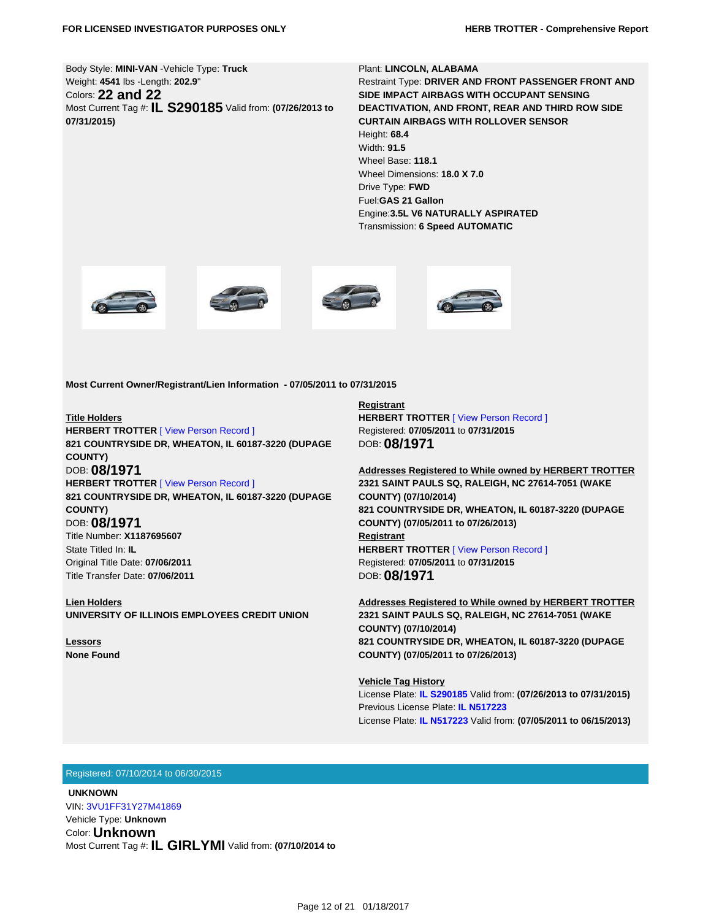Body Style: **MINI-VAN** -Vehicle Type: **Truck**
Weight: **4541** lbs -Length: **202.9**"
Colors: **22 and 22**
Most Current Tag #: **IL S290185** Valid from: **(07/26/2013 to 07/31/2015)**

Plant: **LINCOLN, ALABAMA**
Restraint Type: **DRIVER AND FRONT PASSENGER FRONT AND SIDE IMPACT AIRBAGS WITH OCCUPANT SENSING DEACTIVATION, AND FRONT, REAR AND THIRD ROW SIDE CURTAIN AIRBAGS WITH ROLLOVER SENSOR**
Height: **68.4**
Width: **91.5**
Wheel Base: **118.1**
Wheel Dimensions: **18.0 X 7.0**
Drive Type: **FWD**
Fuel:**GAS 21 Gallon**
Engine:**3.5L V6 NATURALLY ASPIRATED**
Transmission: **6 Speed AUTOMATIC**

**Most Current Owner/Registrant/Lien Information - 07/05/2011 to 07/31/2015**

**Title Holders**
**HERBERT TROTTER** [ View Person Record ]
**821 COUNTRYSIDE DR, WHEATON, IL 60187-3220 (DUPAGE COUNTY)**
DOB: **08/1971**
**HERBERT TROTTER** [ View Person Record ]
**821 COUNTRYSIDE DR, WHEATON, IL 60187-3220 (DUPAGE COUNTY)**
DOB: **08/1971**
Title Number: **X1187695607**
State Titled In: **IL**
Original Title Date: **07/06/2011**
Title Transfer Date: **07/06/2011**

**Lien Holders**
**UNIVERSITY OF ILLINOIS EMPLOYEES CREDIT UNION**

**Lessors**
**None Found**

**Registrant**
**HERBERT TROTTER** [ View Person Record ]
Registered: **07/05/2011** to **07/31/2015**
DOB: **08/1971**

**Addresses Registered to While owned by HERBERT TROTTER**
**2321 SAINT PAULS SQ, RALEIGH, NC 27614-7051 (WAKE COUNTY) (07/10/2014)**
**821 COUNTRYSIDE DR, WHEATON, IL 60187-3220 (DUPAGE COUNTY) (07/05/2011 to 07/26/2013)**

**Registrant**
**HERBERT TROTTER** [ View Person Record ]
Registered: **07/05/2011** to **07/31/2015**
DOB: **08/1971**

**Addresses Registered to While owned by HERBERT TROTTER**
**2321 SAINT PAULS SQ, RALEIGH, NC 27614-7051 (WAKE COUNTY) (07/10/2014)**
**821 COUNTRYSIDE DR, WHEATON, IL 60187-3220 (DUPAGE COUNTY) (07/05/2011 to 07/26/2013)**

**Vehicle Tag History**
License Plate: **IL S290185** Valid from: **(07/26/2013 to 07/31/2015)**
Previous License Plate: **IL N517223**
License Plate: **IL N517223** Valid from: **(07/05/2011 to 06/15/2013)**

Registered: 07/10/2014 to 06/30/2015

**UNKNOWN**
VIN: 3VU1FF31Y27M41869
Vehicle Type: **Unknown**
Color: **Unknown**
Most Current Tag #: **IL GIRLYMI** Valid from: **(07/10/2014 to**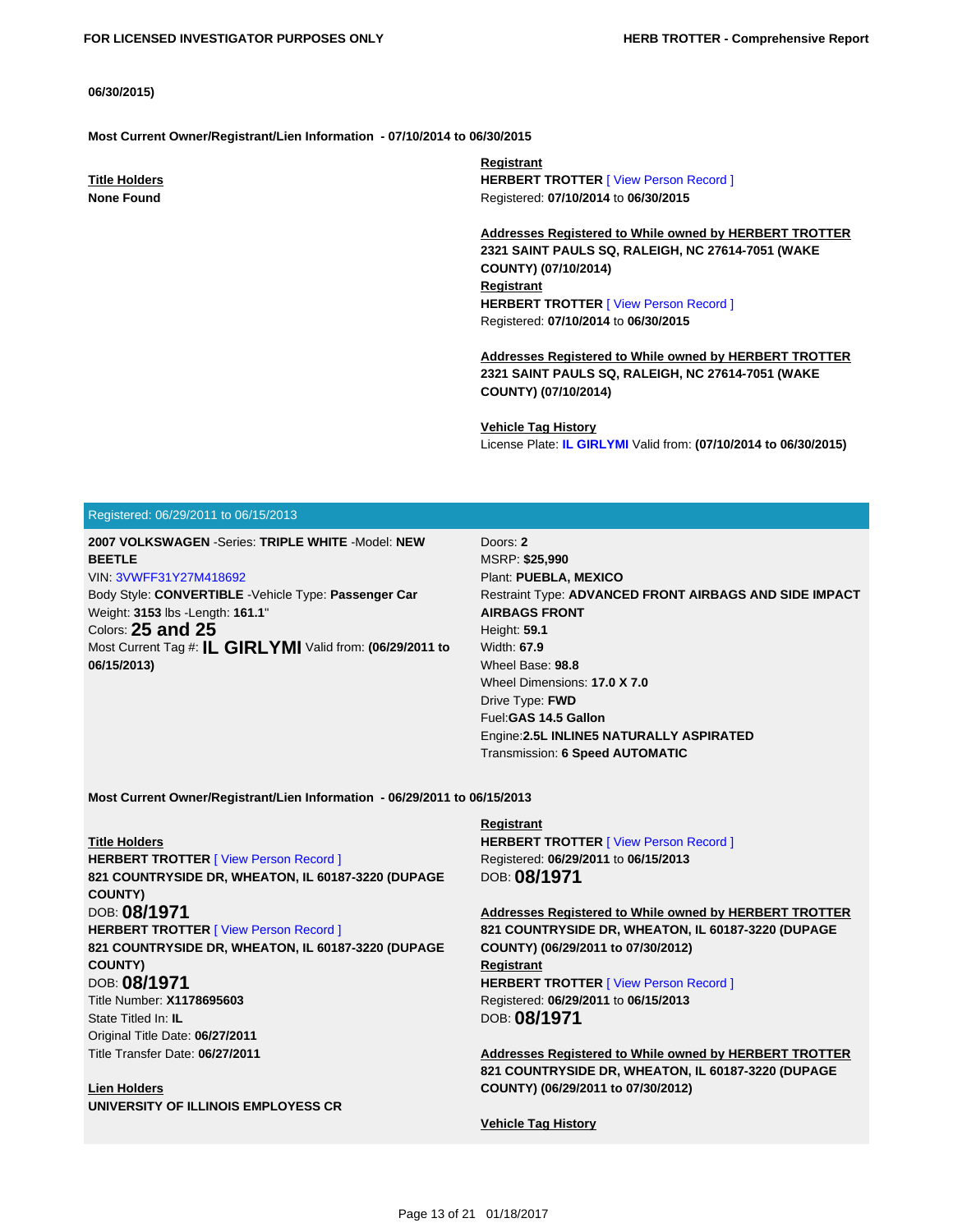06/30/2015)

**Most Current Owner/Registrant/Lien Information - 07/10/2014 to 06/30/2015**

**Title Holders**
**None Found**

**Registrant**
**HERBERT TROTTER** [ View Person Record ]
Registered: **07/10/2014** to **06/30/2015**

**Addresses Registered to While owned by HERBERT TROTTER**
**2321 SAINT PAULS SQ, RALEIGH, NC 27614-7051 (WAKE COUNTY) (07/10/2014)**

**Registrant**
**HERBERT TROTTER** [ View Person Record ]
Registered: **07/10/2014** to **06/30/2015**

**Addresses Registered to While owned by HERBERT TROTTER**
**2321 SAINT PAULS SQ, RALEIGH, NC 27614-7051 (WAKE COUNTY) (07/10/2014)**

**Vehicle Tag History**
License Plate: **IL GIRLYMI** Valid from: **(07/10/2014 to 06/30/2015)**

## Registered: 06/29/2011 to 06/15/2013

**2007 VOLKSWAGEN** -Series: **TRIPLE WHITE** -Model: **NEW BEETLE**
VIN: 3VWFF31Y27M418692
Body Style: **CONVERTIBLE** -Vehicle Type: **Passenger Car**
Weight: **3153** lbs -Length: **161.1**"
Colors: **25 and 25**
Most Current Tag #: **IL GIRLYMI** Valid from: **(06/29/2011 to 06/15/2013)**

Doors: **2**
MSRP: **$25,990**
Plant: **PUEBLA, MEXICO**
Restraint Type: **ADVANCED FRONT AIRBAGS AND SIDE IMPACT AIRBAGS FRONT**
Height: **59.1**
Width: **67.9**
Wheel Base: **98.8**
Wheel Dimensions: **17.0 X 7.0**
Drive Type: **FWD**
Fuel:**GAS 14.5 Gallon**
Engine:**2.5L INLINE5 NATURALLY ASPIRATED**
Transmission: **6 Speed AUTOMATIC**

**Most Current Owner/Registrant/Lien Information - 06/29/2011 to 06/15/2013**

**Title Holders**
**HERBERT TROTTER** [ View Person Record ]
**821 COUNTRYSIDE DR, WHEATON, IL 60187-3220 (DUPAGE COUNTY)**
DOB: **08/1971**
**HERBERT TROTTER** [ View Person Record ]
**821 COUNTRYSIDE DR, WHEATON, IL 60187-3220 (DUPAGE COUNTY)**
DOB: **08/1971**
Title Number: **X1178695603**
State Titled In: **IL**
Original Title Date: **06/27/2011**
Title Transfer Date: **06/27/2011**

**Lien Holders**
**UNIVERSITY OF ILLINOIS EMPLOYESS CR**

**Registrant**
**HERBERT TROTTER** [ View Person Record ]
Registered: **06/29/2011** to **06/15/2013**
DOB: **08/1971**

**Addresses Registered to While owned by HERBERT TROTTER**
**821 COUNTRYSIDE DR, WHEATON, IL 60187-3220 (DUPAGE COUNTY) (06/29/2011 to 07/30/2012)**

**Registrant**
**HERBERT TROTTER** [ View Person Record ]
Registered: **06/29/2011** to **06/15/2013**
DOB: **08/1971**

**Addresses Registered to While owned by HERBERT TROTTER**
**821 COUNTRYSIDE DR, WHEATON, IL 60187-3220 (DUPAGE COUNTY) (06/29/2011 to 07/30/2012)**

**Vehicle Tag History**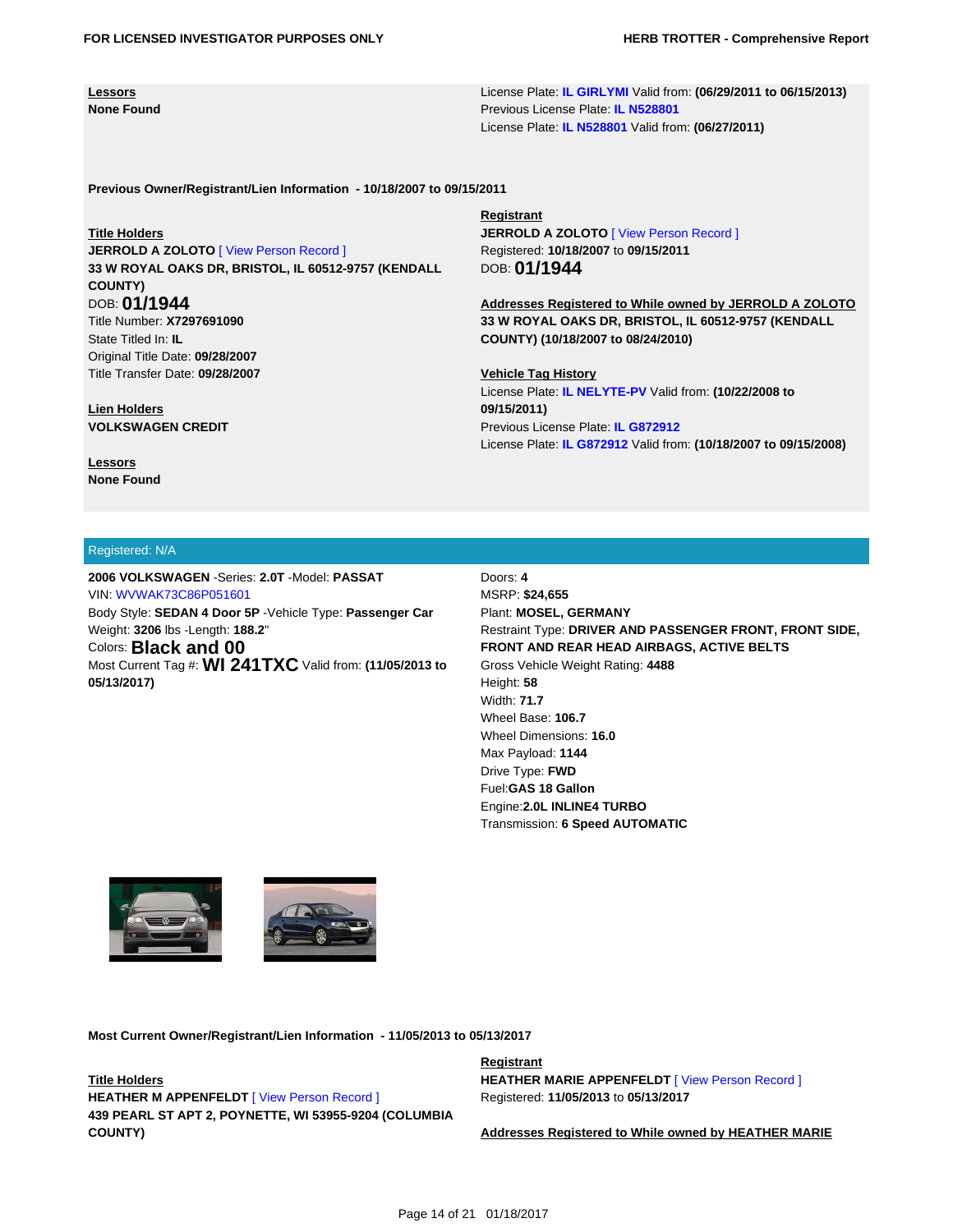**Lessors**
**None Found**

License Plate: **IL GIRLYMI** Valid from: **(06/29/2011 to 06/15/2013)**
Previous License Plate: **IL N528801**
License Plate: **IL N528801** Valid from: **(06/27/2011)**

**Previous Owner/Registrant/Lien Information - 10/18/2007 to 09/15/2011**

**Title Holders**
**JERROLD A ZOLOTO** [ View Person Record ]
**33 W ROYAL OAKS DR, BRISTOL, IL 60512-9757 (KENDALL COUNTY)**
DOB: **01/1944**
Title Number: **X7297691090**
State Titled In: **IL**
Original Title Date: **09/28/2007**
Title Transfer Date: **09/28/2007**

**Lien Holders**
**VOLKSWAGEN CREDIT**

**Lessors**
**None Found**

**Registrant**
**JERROLD A ZOLOTO** [ View Person Record ]
Registered: **10/18/2007** to **09/15/2011**
DOB: **01/1944**

**Addresses Registered to While owned by JERROLD A ZOLOTO**
**33 W ROYAL OAKS DR, BRISTOL, IL 60512-9757 (KENDALL COUNTY) (10/18/2007 to 08/24/2010)**

**Vehicle Tag History**
License Plate: **IL NELYTE-PV** Valid from: **(10/22/2008 to 09/15/2011)**
Previous License Plate: **IL G872912**
License Plate: **IL G872912** Valid from: **(10/18/2007 to 09/15/2008)**

Registered: N/A

**2006 VOLKSWAGEN** -Series: **2.0T** -Model: **PASSAT**
VIN: WVWAK73C86P051601
Body Style: **SEDAN 4 Door 5P** -Vehicle Type: **Passenger Car**
Weight: **3206** lbs -Length: **188.2**"
Colors: **Black and 00**
Most Current Tag #: **WI 241TXC** Valid from: **(11/05/2013 to 05/13/2017)**

Doors: **4**
MSRP: **$24,655**
Plant: **MOSEL, GERMANY**
Restraint Type: **DRIVER AND PASSENGER FRONT, FRONT SIDE, FRONT AND REAR HEAD AIRBAGS, ACTIVE BELTS**
Gross Vehicle Weight Rating: **4488**
Height: **58**
Width: **71.7**
Wheel Base: **106.7**
Wheel Dimensions: **16.0**
Max Payload: **1144**
Drive Type: **FWD**
Fuel:**GAS 18 Gallon**
Engine:**2.0L INLINE4 TURBO**
Transmission: **6 Speed AUTOMATIC**

**Most Current Owner/Registrant/Lien Information - 11/05/2013 to 05/13/2017**

**Title Holders**
**HEATHER M APPENFELDT** [ View Person Record ]
**439 PEARL ST APT 2, POYNETTE, WI 53955-9204 (COLUMBIA COUNTY)**

**Registrant**
**HEATHER MARIE APPENFELDT** [ View Person Record ]
Registered: **11/05/2013** to **05/13/2017**

**Addresses Registered to While owned by HEATHER MARIE**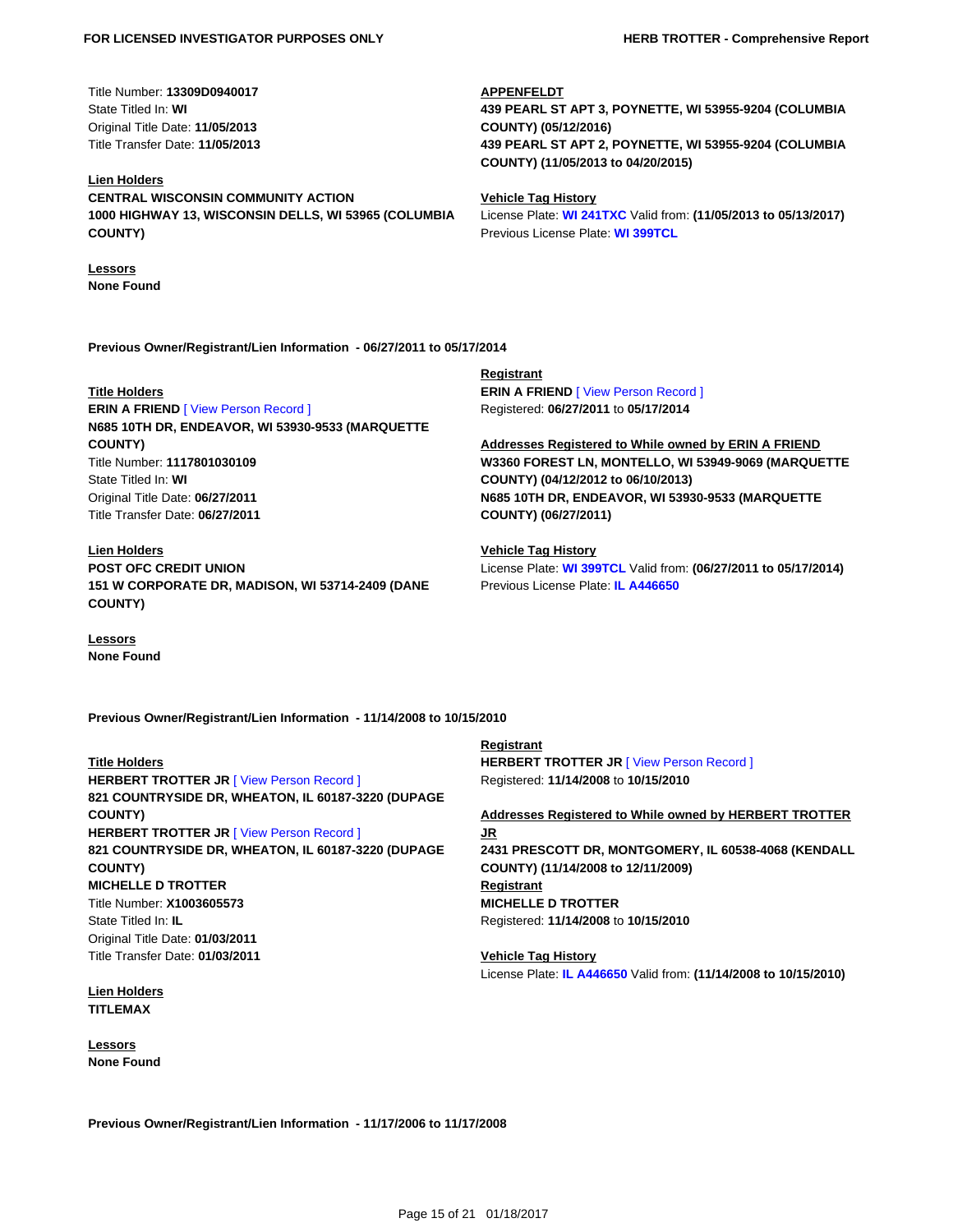Title Number: **13309D0940017**
State Titled In: **WI**
Original Title Date: **11/05/2013**
Title Transfer Date: **11/05/2013**

**Lien Holders**
**CENTRAL WISCONSIN COMMUNITY ACTION**
**1000 HIGHWAY 13, WISCONSIN DELLS, WI 53965 (COLUMBIA COUNTY)**

**Lessors**
**None Found**

**APPENFELDT**
**439 PEARL ST APT 3, POYNETTE, WI 53955-9204 (COLUMBIA COUNTY) (05/12/2016)**
**439 PEARL ST APT 2, POYNETTE, WI 53955-9204 (COLUMBIA COUNTY) (11/05/2013 to 04/20/2015)**

**Vehicle Tag History**
License Plate: **WI 241TXC** Valid from: **(11/05/2013 to 05/13/2017)**
Previous License Plate: **WI 399TCL**

**Previous Owner/Registrant/Lien Information - 06/27/2011 to 05/17/2014**

**Title Holders**
**ERIN A FRIEND** [ View Person Record ]
**N685 10TH DR, ENDEAVOR, WI 53930-9533 (MARQUETTE COUNTY)**
Title Number: **1117801030109**
State Titled In: **WI**
Original Title Date: **06/27/2011**
Title Transfer Date: **06/27/2011**

**Lien Holders**
**POST OFC CREDIT UNION**
**151 W CORPORATE DR, MADISON, WI 53714-2409 (DANE COUNTY)**

**Lessors**
**None Found**

**Registrant**
**ERIN A FRIEND** [ View Person Record ]
Registered: **06/27/2011** to **05/17/2014**

**Addresses Registered to While owned by ERIN A FRIEND**
**W3360 FOREST LN, MONTELLO, WI 53949-9069 (MARQUETTE COUNTY) (04/12/2012 to 06/10/2013)**
**N685 10TH DR, ENDEAVOR, WI 53930-9533 (MARQUETTE COUNTY) (06/27/2011)**

**Vehicle Tag History**
License Plate: **WI 399TCL** Valid from: **(06/27/2011 to 05/17/2014)**
Previous License Plate: **IL A446650**

**Previous Owner/Registrant/Lien Information - 11/14/2008 to 10/15/2010**

**Title Holders**
**HERBERT TROTTER JR** [ View Person Record ]
**821 COUNTRYSIDE DR, WHEATON, IL 60187-3220 (DUPAGE COUNTY)**
**HERBERT TROTTER JR** [ View Person Record ]
**821 COUNTRYSIDE DR, WHEATON, IL 60187-3220 (DUPAGE COUNTY)**
**MICHELLE D TROTTER**
Title Number: **X1003605573**
State Titled In: **IL**
Original Title Date: **01/03/2011**
Title Transfer Date: **01/03/2011**

**Lien Holders**
**TITLEMAX**

**Lessors**
**None Found**

**Registrant**
**HERBERT TROTTER JR** [ View Person Record ]
Registered: **11/14/2008** to **10/15/2010**

**Addresses Registered to While owned by HERBERT TROTTER JR**
**2431 PRESCOTT DR, MONTGOMERY, IL 60538-4068 (KENDALL COUNTY) (11/14/2008 to 12/11/2009)**

**Registrant**
**MICHELLE D TROTTER**
Registered: **11/14/2008** to **10/15/2010**

**Vehicle Tag History**
License Plate: **IL A446650** Valid from: **(11/14/2008 to 10/15/2010)**

**Previous Owner/Registrant/Lien Information - 11/17/2006 to 11/17/2008**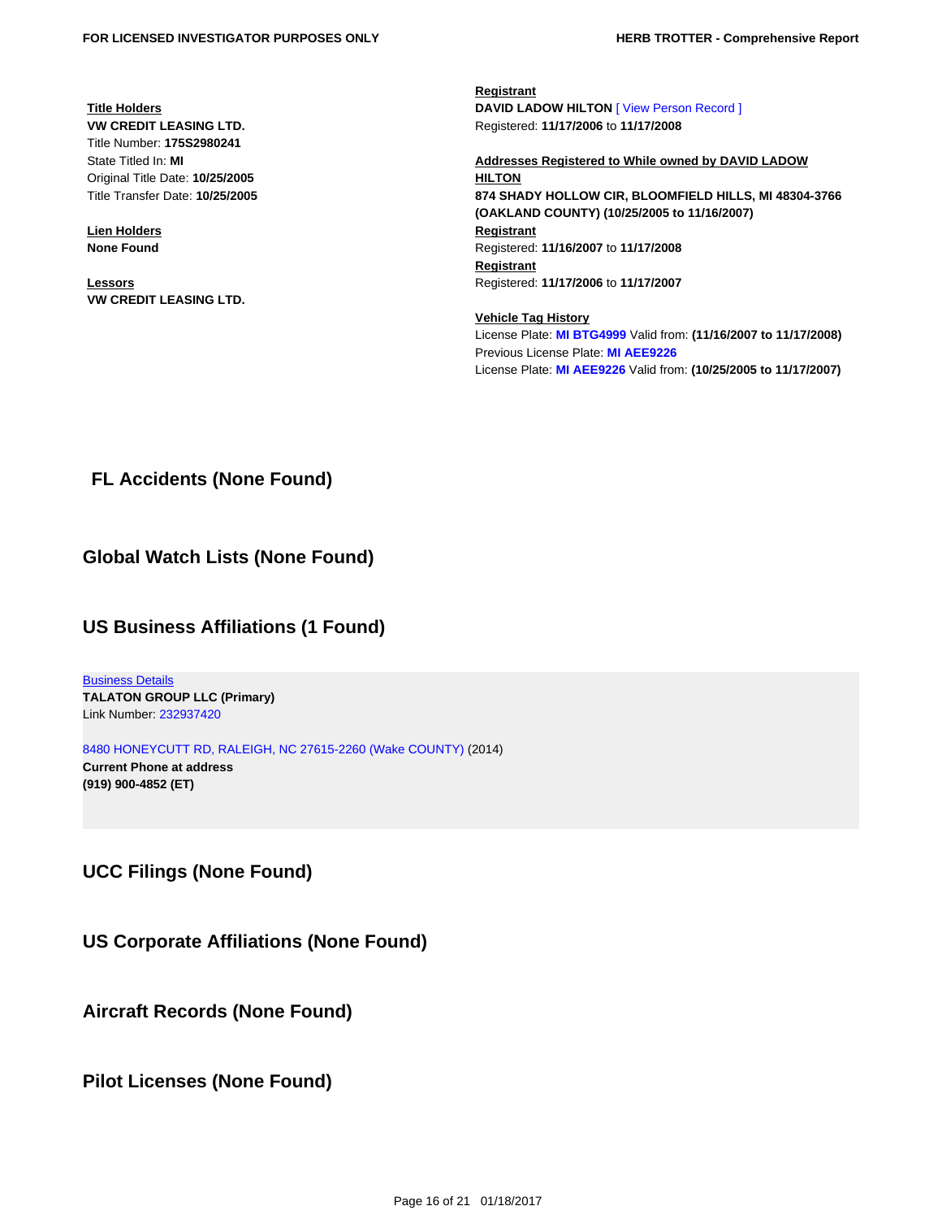**Title Holders**
**VW CREDIT LEASING LTD.**
Title Number: **175S2980241**
State Titled In: **MI**
Original Title Date: **10/25/2005**
Title Transfer Date: **10/25/2005**

**Lien Holders**
**None Found**

**Lessors**
**VW CREDIT LEASING LTD.**

**Registrant**
**DAVID LADOW HILTON** [ View Person Record ]
Registered: **11/17/2006** to **11/17/2008**

**Addresses Registered to While owned by DAVID LADOW HILTON**
**874 SHADY HOLLOW CIR, BLOOMFIELD HILLS, MI 48304-3766 (OAKLAND COUNTY) (10/25/2005 to 11/16/2007)**

**Registrant**
Registered: **11/16/2007** to **11/17/2008**

**Registrant**
Registered: **11/17/2006** to **11/17/2007**

**Vehicle Tag History**
License Plate: **MI BTG4999** Valid from: **(11/16/2007 to 11/17/2008)**
Previous License Plate: **MI AEE9226**
License Plate: **MI AEE9226** Valid from: **(10/25/2005 to 11/17/2007)**

## FL Accidents (None Found)

## Global Watch Lists (None Found)

## US Business Affiliations (1 Found)

Business Details
**TALATON GROUP LLC (Primary)**
Link Number: 232937420

8480 HONEYCUTT RD, RALEIGH, NC 27615-2260 (Wake COUNTY) (2014)
**Current Phone at address**
**(919) 900-4852 (ET)**

## UCC Filings (None Found)

## US Corporate Affiliations (None Found)

## Aircraft Records (None Found)

## Pilot Licenses (None Found)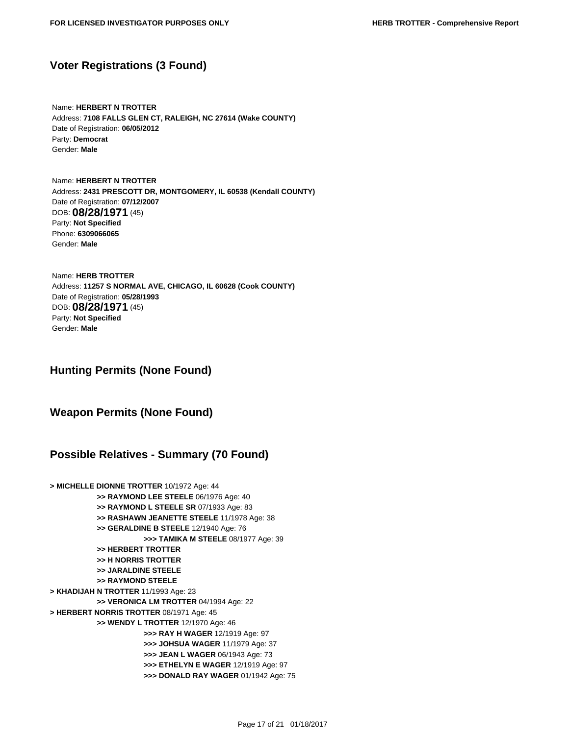## Voter Registrations (3 Found)

Name: **HERBERT N TROTTER**
Address: **7108 FALLS GLEN CT, RALEIGH, NC 27614 (Wake COUNTY)**
Date of Registration: **06/05/2012**
Party: **Democrat**
Gender: **Male**

Name: **HERBERT N TROTTER**
Address: **2431 PRESCOTT DR, MONTGOMERY, IL 60538 (Kendall COUNTY)**
Date of Registration: **07/12/2007**
DOB: **08/28/1971** (45)
Party: **Not Specified**
Phone: **6309066065**
Gender: **Male**

Name: **HERB TROTTER**
Address: **11257 S NORMAL AVE, CHICAGO, IL 60628 (Cook COUNTY)**
Date of Registration: **05/28/1993**
DOB: **08/28/1971** (45)
Party: **Not Specified**
Gender: **Male**

## Hunting Permits (None Found)

## Weapon Permits (None Found)

## Possible Relatives - Summary (70 Found)

- **> MICHELLE DIONNE TROTTER** 10/1972 Age: 44
  - **>> RAYMOND LEE STEELE** 06/1976 Age: 40
  - **>> RAYMOND L STEELE SR** 07/1933 Age: 83
  - **>> RASHAWN JEANETTE STEELE** 11/1978 Age: 38
  - **>> GERALDINE B STEELE** 12/1940 Age: 76
    - **>>> TAMIKA M STEELE** 08/1977 Age: 39
  - **>> HERBERT TROTTER**
  - **>> H NORRIS TROTTER**
  - **>> JARALDINE STEELE**
  - **>> RAYMOND STEELE**
- **> KHADIJAH N TROTTER** 11/1993 Age: 23
  - **>> VERONICA LM TROTTER** 04/1994 Age: 22
- **> HERBERT NORRIS TROTTER** 08/1971 Age: 45
  - **>> WENDY L TROTTER** 12/1970 Age: 46
    - **>>> RAY H WAGER** 12/1919 Age: 97
    - **>>> JOHSUA WAGER** 11/1979 Age: 37
    - **>>> JEAN L WAGER** 06/1943 Age: 73
    - **>>> ETHELYN E WAGER** 12/1919 Age: 97
    - **>>> DONALD RAY WAGER** 01/1942 Age: 75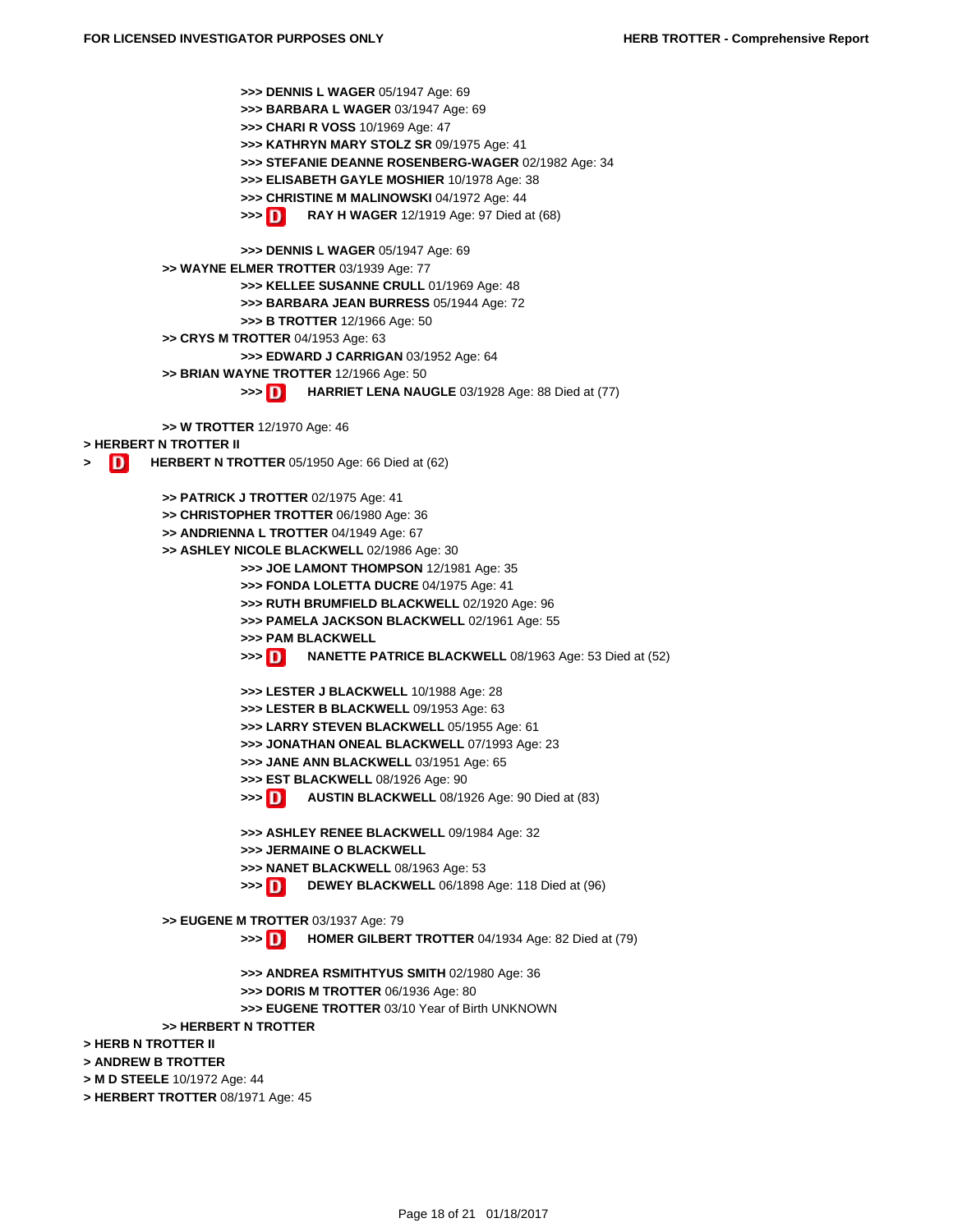>>> **DENNIS L WAGER** 05/1947 Age: 69
>>> **BARBARA L WAGER** 03/1947 Age: 69
>>> **CHARI R VOSS** 10/1969 Age: 47
>>> **KATHRYN MARY STOLZ SR** 09/1975 Age: 41
>>> **STEFANIE DEANNE ROSENBERG-WAGER** 02/1982 Age: 34
>>> **ELISABETH GAYLE MOSHIER** 10/1978 Age: 38
>>> **CHRISTINE M MALINOWSKI** 04/1972 Age: 44
>>> D **RAY H WAGER** 12/1919 Age: 97 Died at (68)

>>> **DENNIS L WAGER** 05/1947 Age: 69
>> **WAYNE ELMER TROTTER** 03/1939 Age: 77
>>> **KELLEE SUSANNE CRULL** 01/1969 Age: 48
>>> **BARBARA JEAN BURRESS** 05/1944 Age: 72
>>> **B TROTTER** 12/1966 Age: 50
>> **CRYS M TROTTER** 04/1953 Age: 63
>>> **EDWARD J CARRIGAN** 03/1952 Age: 64
>> **BRIAN WAYNE TROTTER** 12/1966 Age: 50
>>> D **HARRIET LENA NAUGLE** 03/1928 Age: 88 Died at (77)

>> **W TROTTER** 12/1970 Age: 46
> **HERBERT N TROTTER II**
> D **HERBERT N TROTTER** 05/1950 Age: 66 Died at (62)

>> **PATRICK J TROTTER** 02/1975 Age: 41
>> **CHRISTOPHER TROTTER** 06/1980 Age: 36
>> **ANDRIENNA L TROTTER** 04/1949 Age: 67
>> **ASHLEY NICOLE BLACKWELL** 02/1986 Age: 30
>>> **JOE LAMONT THOMPSON** 12/1981 Age: 35
>>> **FONDA LOLETTA DUCRE** 04/1975 Age: 41
>>> **RUTH BRUMFIELD BLACKWELL** 02/1920 Age: 96
>>> **PAMELA JACKSON BLACKWELL** 02/1961 Age: 55
>>> **PAM BLACKWELL**
>>> D **NANETTE PATRICE BLACKWELL** 08/1963 Age: 53 Died at (52)

>>> **LESTER J BLACKWELL** 10/1988 Age: 28
>>> **LESTER B BLACKWELL** 09/1953 Age: 63
>>> **LARRY STEVEN BLACKWELL** 05/1955 Age: 61
>>> **JONATHAN ONEAL BLACKWELL** 07/1993 Age: 23
>>> **JANE ANN BLACKWELL** 03/1951 Age: 65
>>> **EST BLACKWELL** 08/1926 Age: 90
>>> D **AUSTIN BLACKWELL** 08/1926 Age: 90 Died at (83)

>>> **ASHLEY RENEE BLACKWELL** 09/1984 Age: 32
>>> **JERMAINE O BLACKWELL**
>>> **NANET BLACKWELL** 08/1963 Age: 53
>>> D **DEWEY BLACKWELL** 06/1898 Age: 118 Died at (96)

>> **EUGENE M TROTTER** 03/1937 Age: 79
>>> D **HOMER GILBERT TROTTER** 04/1934 Age: 82 Died at (79)

>>> **ANDREA RSMITHTYUS SMITH** 02/1980 Age: 36
>>> **DORIS M TROTTER** 06/1936 Age: 80
>>> **EUGENE TROTTER** 03/10 Year of Birth UNKNOWN
>> **HERBERT N TROTTER**
> **HERB N TROTTER II**
> **ANDREW B TROTTER**
> **M D STEELE** 10/1972 Age: 44
> **HERBERT TROTTER** 08/1971 Age: 45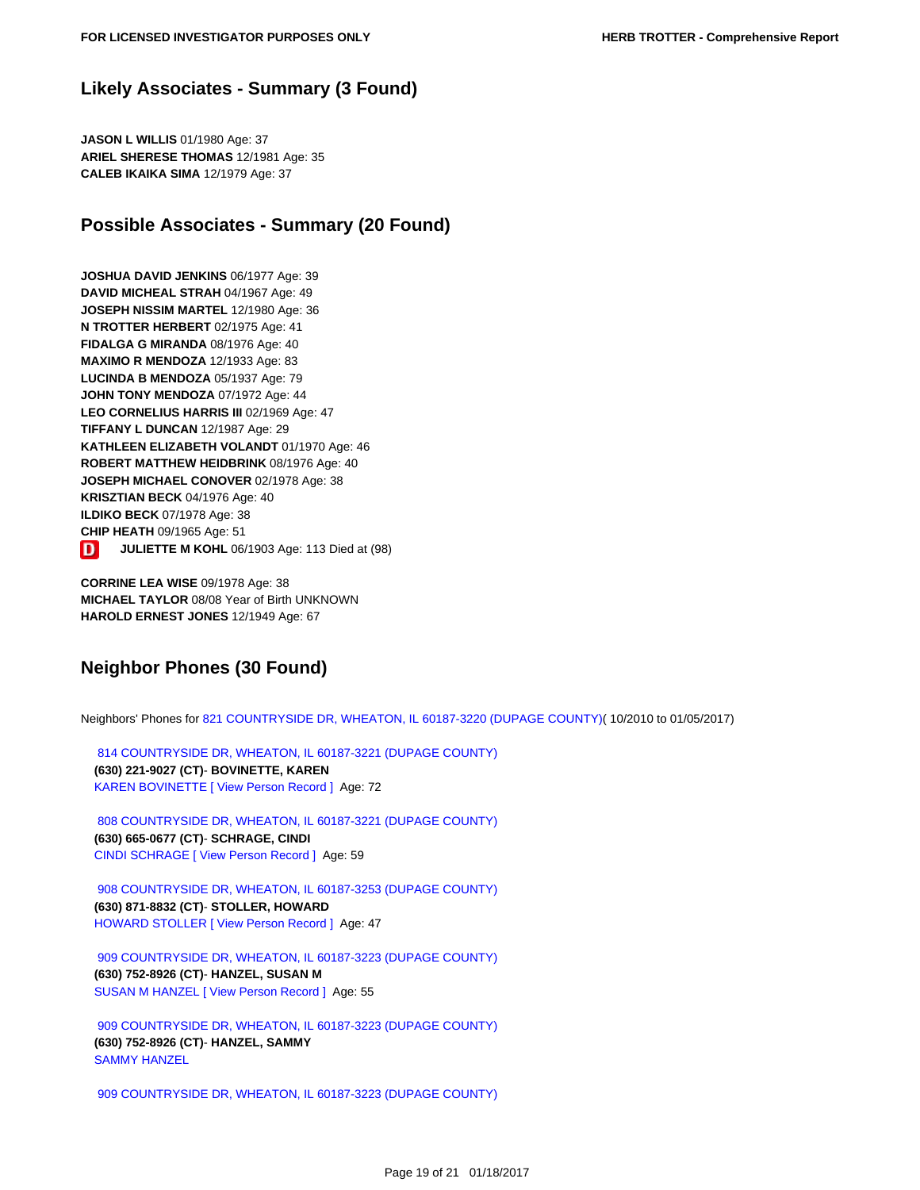## Likely Associates - Summary (3 Found)

**JASON L WILLIS** 01/1980 Age: 37
**ARIEL SHERESE THOMAS** 12/1981 Age: 35
**CALEB IKAIKA SIMA** 12/1979 Age: 37

## Possible Associates - Summary (20 Found)

**JOSHUA DAVID JENKINS** 06/1977 Age: 39
**DAVID MICHEAL STRAH** 04/1967 Age: 49
**JOSEPH NISSIM MARTEL** 12/1980 Age: 36
**N TROTTER HERBERT** 02/1975 Age: 41
**FIDALGA G MIRANDA** 08/1976 Age: 40
**MAXIMO R MENDOZA** 12/1933 Age: 83
**LUCINDA B MENDOZA** 05/1937 Age: 79
**JOHN TONY MENDOZA** 07/1972 Age: 44
**LEO CORNELIUS HARRIS III** 02/1969 Age: 47
**TIFFANY L DUNCAN** 12/1987 Age: 29
**KATHLEEN ELIZABETH VOLANDT** 01/1970 Age: 46
**ROBERT MATTHEW HEIDBRINK** 08/1976 Age: 40
**JOSEPH MICHAEL CONOVER** 02/1978 Age: 38
**KRISZTIAN BECK** 04/1976 Age: 40
**ILDIKO BECK** 07/1978 Age: 38
**CHIP HEATH** 09/1965 Age: 51
D **JULIETTE M KOHL** 06/1903 Age: 113 Died at (98)

**CORRINE LEA WISE** 09/1978 Age: 38
**MICHAEL TAYLOR** 08/08 Year of Birth UNKNOWN
**HAROLD ERNEST JONES** 12/1949 Age: 67

## Neighbor Phones (30 Found)

Neighbors' Phones for 821 COUNTRYSIDE DR, WHEATON, IL 60187-3220 (DUPAGE COUNTY)( 10/2010 to 01/05/2017)

814 COUNTRYSIDE DR, WHEATON, IL 60187-3221 (DUPAGE COUNTY)
**(630) 221-9027 (CT)**- **BOVINETTE, KAREN**
KAREN BOVINETTE [ View Person Record ] Age: 72

808 COUNTRYSIDE DR, WHEATON, IL 60187-3221 (DUPAGE COUNTY)
**(630) 665-0677 (CT)**- **SCHRAGE, CINDI**
CINDI SCHRAGE [ View Person Record ] Age: 59

908 COUNTRYSIDE DR, WHEATON, IL 60187-3253 (DUPAGE COUNTY)
**(630) 871-8832 (CT)**- **STOLLER, HOWARD**
HOWARD STOLLER [ View Person Record ] Age: 47

909 COUNTRYSIDE DR, WHEATON, IL 60187-3223 (DUPAGE COUNTY)
**(630) 752-8926 (CT)**- **HANZEL, SUSAN M**
SUSAN M HANZEL [ View Person Record ] Age: 55

909 COUNTRYSIDE DR, WHEATON, IL 60187-3223 (DUPAGE COUNTY)
**(630) 752-8926 (CT)**- **HANZEL, SAMMY**
SAMMY HANZEL

909 COUNTRYSIDE DR, WHEATON, IL 60187-3223 (DUPAGE COUNTY)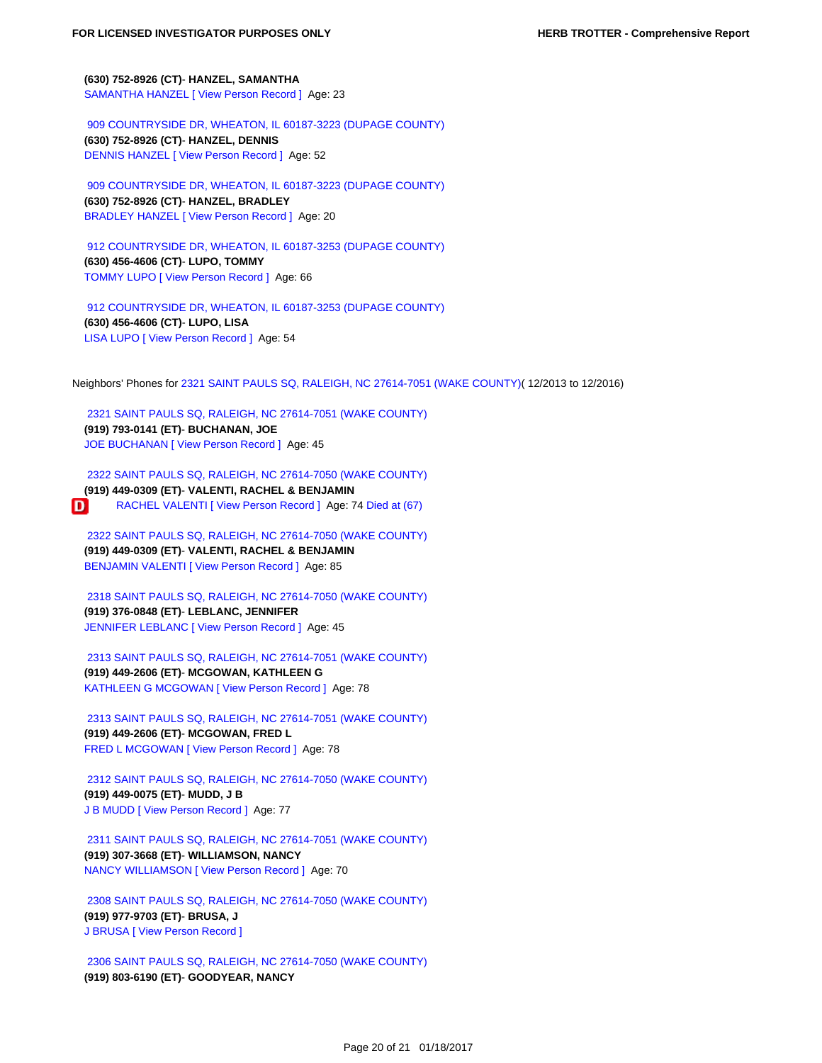**(630) 752-8926 (CT)**- **HANZEL, SAMANTHA**
SAMANTHA HANZEL [ View Person Record ] Age: 23

909 COUNTRYSIDE DR, WHEATON, IL 60187-3223 (DUPAGE COUNTY)
**(630) 752-8926 (CT)**- **HANZEL, DENNIS**
DENNIS HANZEL [ View Person Record ] Age: 52

909 COUNTRYSIDE DR, WHEATON, IL 60187-3223 (DUPAGE COUNTY)
**(630) 752-8926 (CT)**- **HANZEL, BRADLEY**
BRADLEY HANZEL [ View Person Record ] Age: 20

912 COUNTRYSIDE DR, WHEATON, IL 60187-3253 (DUPAGE COUNTY)
**(630) 456-4606 (CT)**- **LUPO, TOMMY**
TOMMY LUPO [ View Person Record ] Age: 66

912 COUNTRYSIDE DR, WHEATON, IL 60187-3253 (DUPAGE COUNTY)
**(630) 456-4606 (CT)**- **LUPO, LISA**
LISA LUPO [ View Person Record ] Age: 54

Neighbors' Phones for 2321 SAINT PAULS SQ, RALEIGH, NC 27614-7051 (WAKE COUNTY)( 12/2013 to 12/2016)

2321 SAINT PAULS SQ, RALEIGH, NC 27614-7051 (WAKE COUNTY)
**(919) 793-0141 (ET)**- **BUCHANAN, JOE**
JOE BUCHANAN [ View Person Record ] Age: 45

2322 SAINT PAULS SQ, RALEIGH, NC 27614-7050 (WAKE COUNTY)
**(919) 449-0309 (ET)**- **VALENTI, RACHEL & BENJAMIN**
D RACHEL VALENTI [ View Person Record ] Age: 74 Died at (67)

2322 SAINT PAULS SQ, RALEIGH, NC 27614-7050 (WAKE COUNTY)
**(919) 449-0309 (ET)**- **VALENTI, RACHEL & BENJAMIN**
BENJAMIN VALENTI [ View Person Record ] Age: 85

2318 SAINT PAULS SQ, RALEIGH, NC 27614-7050 (WAKE COUNTY)
**(919) 376-0848 (ET)**- **LEBLANC, JENNIFER**
JENNIFER LEBLANC [ View Person Record ] Age: 45

2313 SAINT PAULS SQ, RALEIGH, NC 27614-7051 (WAKE COUNTY)
**(919) 449-2606 (ET)**- **MCGOWAN, KATHLEEN G**
KATHLEEN G MCGOWAN [ View Person Record ] Age: 78

2313 SAINT PAULS SQ, RALEIGH, NC 27614-7051 (WAKE COUNTY)
**(919) 449-2606 (ET)**- **MCGOWAN, FRED L**
FRED L MCGOWAN [ View Person Record ] Age: 78

2312 SAINT PAULS SQ, RALEIGH, NC 27614-7050 (WAKE COUNTY)
**(919) 449-0075 (ET)**- **MUDD, J B**
J B MUDD [ View Person Record ] Age: 77

2311 SAINT PAULS SQ, RALEIGH, NC 27614-7051 (WAKE COUNTY)
**(919) 307-3668 (ET)**- **WILLIAMSON, NANCY**
NANCY WILLIAMSON [ View Person Record ] Age: 70

2308 SAINT PAULS SQ, RALEIGH, NC 27614-7050 (WAKE COUNTY)
**(919) 977-9703 (ET)**- **BRUSA, J**
J BRUSA [ View Person Record ]

2306 SAINT PAULS SQ, RALEIGH, NC 27614-7050 (WAKE COUNTY)
**(919) 803-6190 (ET)**- **GOODYEAR, NANCY**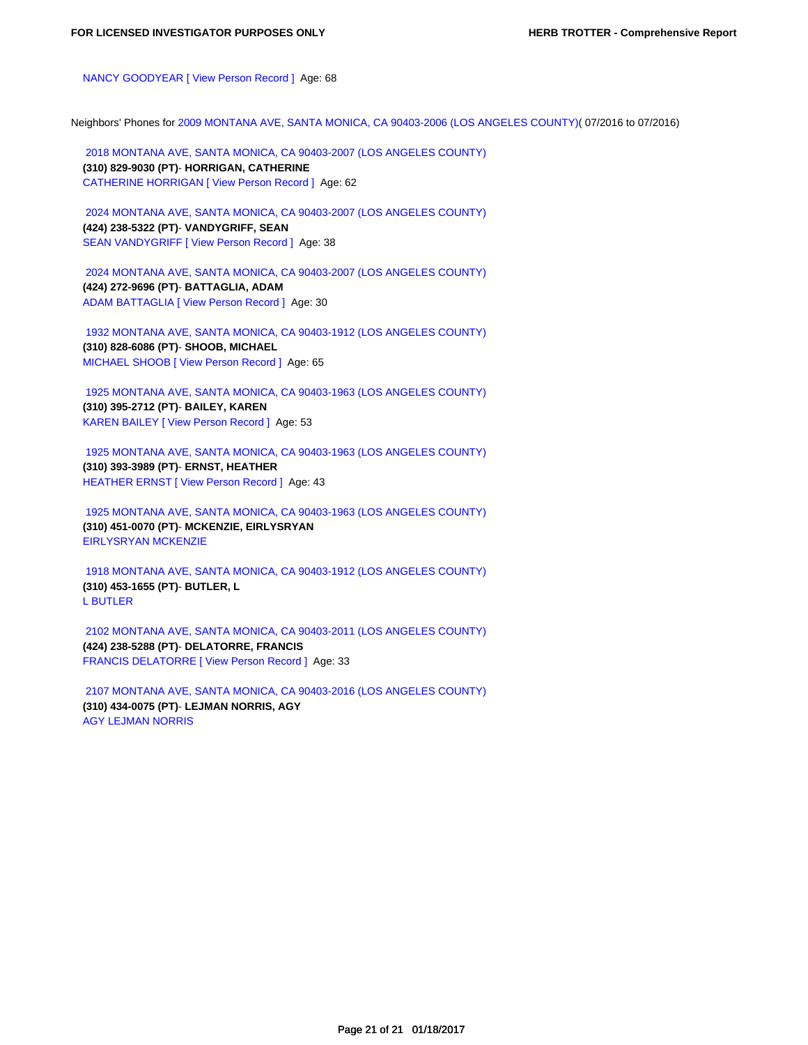NANCY GOODYEAR [ View Person Record ] Age: 68

Neighbors' Phones for 2009 MONTANA AVE, SANTA MONICA, CA 90403-2006 (LOS ANGELES COUNTY)( 07/2016 to 07/2016)

2018 MONTANA AVE, SANTA MONICA, CA 90403-2007 (LOS ANGELES COUNTY)
**(310) 829-9030 (PT)- HORRIGAN, CATHERINE**
CATHERINE HORRIGAN [ View Person Record ] Age: 62

2024 MONTANA AVE, SANTA MONICA, CA 90403-2007 (LOS ANGELES COUNTY)
**(424) 238-5322 (PT)- VANDYGRIFF, SEAN**
SEAN VANDYGRIFF [ View Person Record ] Age: 38

2024 MONTANA AVE, SANTA MONICA, CA 90403-2007 (LOS ANGELES COUNTY)
**(424) 272-9696 (PT)- BATTAGLIA, ADAM**
ADAM BATTAGLIA [ View Person Record ] Age: 30

1932 MONTANA AVE, SANTA MONICA, CA 90403-1912 (LOS ANGELES COUNTY)
**(310) 828-6086 (PT)- SHOOB, MICHAEL**
MICHAEL SHOOB [ View Person Record ] Age: 65

1925 MONTANA AVE, SANTA MONICA, CA 90403-1963 (LOS ANGELES COUNTY)
**(310) 395-2712 (PT)- BAILEY, KAREN**
KAREN BAILEY [ View Person Record ] Age: 53

1925 MONTANA AVE, SANTA MONICA, CA 90403-1963 (LOS ANGELES COUNTY)
**(310) 393-3989 (PT)- ERNST, HEATHER**
HEATHER ERNST [ View Person Record ] Age: 43

1925 MONTANA AVE, SANTA MONICA, CA 90403-1963 (LOS ANGELES COUNTY)
**(310) 451-0070 (PT)- MCKENZIE, EIRLYSRYAN**
EIRLYSRYAN MCKENZIE

1918 MONTANA AVE, SANTA MONICA, CA 90403-1912 (LOS ANGELES COUNTY)
**(310) 453-1655 (PT)- BUTLER, L**
L BUTLER

2102 MONTANA AVE, SANTA MONICA, CA 90403-2011 (LOS ANGELES COUNTY)
**(424) 238-5288 (PT)- DELATORRE, FRANCIS**
FRANCIS DELATORRE [ View Person Record ] Age: 33

2107 MONTANA AVE, SANTA MONICA, CA 90403-2016 (LOS ANGELES COUNTY)
**(310) 434-0075 (PT)- LEJMAN NORRIS, AGY**
AGY LEJMAN NORRIS